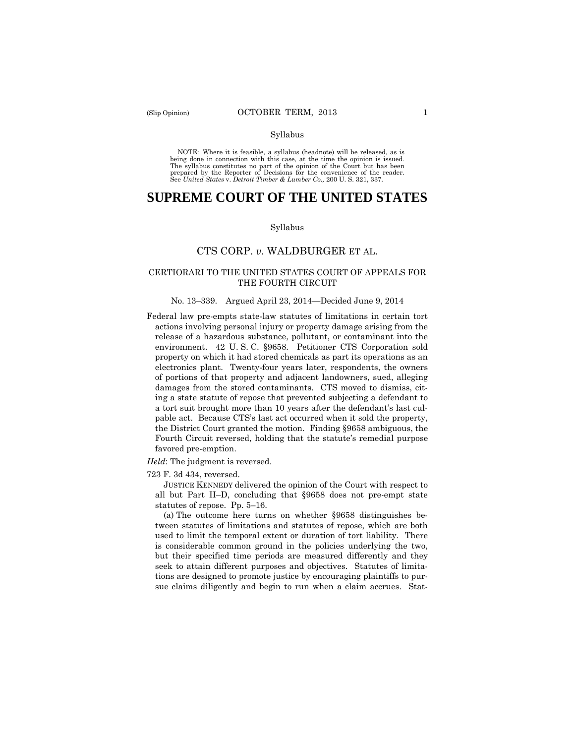Syllabus

NOTE: Where it is feasible, a syllabus (headnote) will be released, as is being done in connection with this case, at the time the opinion is issued. The syllabus constitutes no part of the opinion of the Court but has been prepared by the Reporter of Decisions for the convenience of the reader. See *United States* v. *Detroit Timber & Lumber Co.,* 200 U. S. 321, 337.

# SUPREME COURT OF THE UNITED STATES

Syllabus

## CTS CORP. *v*. WALDBURGER ET AL.

### CERTIORARI TO THE UNITED STATES COURT OF APPEALS FOR THE FOURTH CIRCUIT

No. 13–339. Argued April 23, 2014—Decided June 9, 2014

Federal law pre-empts state-law statutes of limitations in certain tort actions involving personal injury or property damage arising from the release of a hazardous substance, pollutant, or contaminant into the environment. 42 U. S. C. §9658. Petitioner CTS Corporation sold property on which it had stored chemicals as part its operations as an electronics plant. Twenty-four years later, respondents, the owners of portions of that property and adjacent landowners, sued, alleging damages from the stored contaminants. CTS moved to dismiss, citing a state statute of repose that prevented subjecting a defendant to a tort suit brought more than 10 years after the defendant's last culpable act. Because CTS's last act occurred when it sold the property, the District Court granted the motion. Finding §9658 ambiguous, the Fourth Circuit reversed, holding that the statute's remedial purpose favored pre-emption.

*Held*: The judgment is reversed.

723 F. 3d 434, reversed.

JUSTICE KENNEDY delivered the opinion of the Court with respect to all but Part II–D, concluding that §9658 does not pre-empt state statutes of repose. Pp. 5–16.

(a) The outcome here turns on whether §9658 distinguishes between statutes of limitations and statutes of repose, which are both used to limit the temporal extent or duration of tort liability. There is considerable common ground in the policies underlying the two, but their specified time periods are measured differently and they seek to attain different purposes and objectives. Statutes of limitations are designed to promote justice by encouraging plaintiffs to pursue claims diligently and begin to run when a claim accrues. Stat-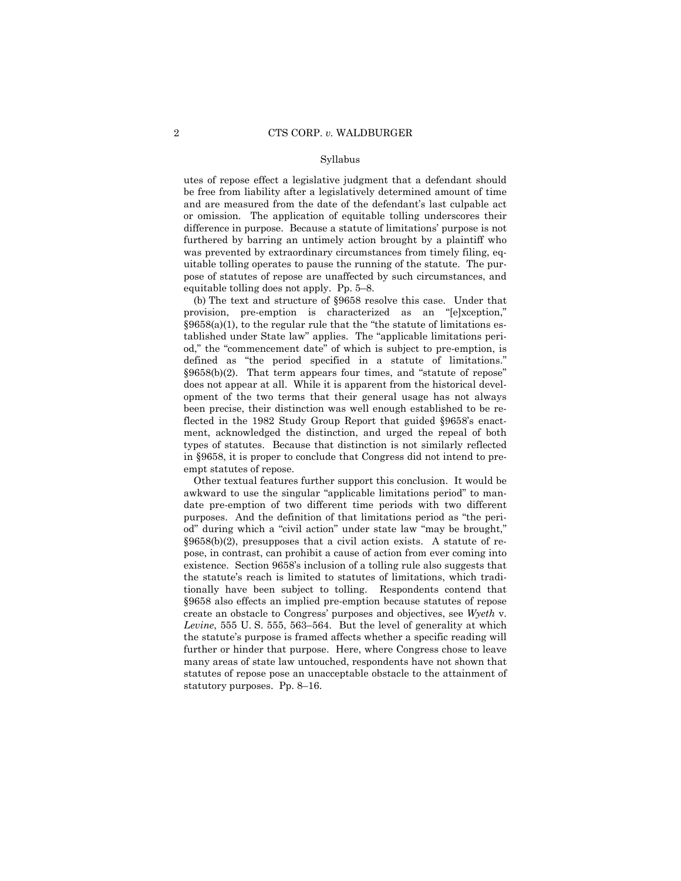utes of repose effect a legislative judgment that a defendant should be free from liability after a legislatively determined amount of time and are measured from the date of the defendant's last culpable act or omission. The application of equitable tolling underscores their difference in purpose. Because a statute of limitations' purpose is not furthered by barring an untimely action brought by a plaintiff who was prevented by extraordinary circumstances from timely filing, equitable tolling operates to pause the running of the statute. The purpose of statutes of repose are unaffected by such circumstances, and equitable tolling does not apply. Pp. 5–8.

(b) The text and structure of §9658 resolve this case. Under that provision, pre-emption is characterized as an "[e]xception," §9658(a)(1), to the regular rule that the "the statute of limitations established under State law" applies. The "applicable limitations period," the "commencement date" of which is subject to pre-emption, is defined as "the period specified in a statute of limitations." §9658(b)(2). That term appears four times, and "statute of repose" does not appear at all. While it is apparent from the historical development of the two terms that their general usage has not always been precise, their distinction was well enough established to be reflected in the 1982 Study Group Report that guided §9658's enactment, acknowledged the distinction, and urged the repeal of both types of statutes. Because that distinction is not similarly reflected in §9658, it is proper to conclude that Congress did not intend to pre-empt statutes of repose.

Other textual features further support this conclusion. It would be awkward to use the singular "applicable limitations period" to mandate pre-emption of two different time periods with two different purposes. And the definition of that limitations period as "the period" during which a "civil action" under state law "may be brought," §9658(b)(2), presupposes that a civil action exists. A statute of repose, in contrast, can prohibit a cause of action from ever coming into existence. Section 9658's inclusion of a tolling rule also suggests that the statute's reach is limited to statutes of limitations, which traditionally have been subject to tolling. Respondents contend that §9658 also effects an implied pre-emption because statutes of repose create an obstacle to Congress' purposes and objectives, see *Wyeth* v. *Levine*, 555 U. S. 555, 563–564. But the level of generality at which the statute's purpose is framed affects whether a specific reading will further or hinder that purpose. Here, where Congress chose to leave many areas of state law untouched, respondents have not shown that statutes of repose pose an unacceptable obstacle to the attainment of statutory purposes. Pp. 8–16.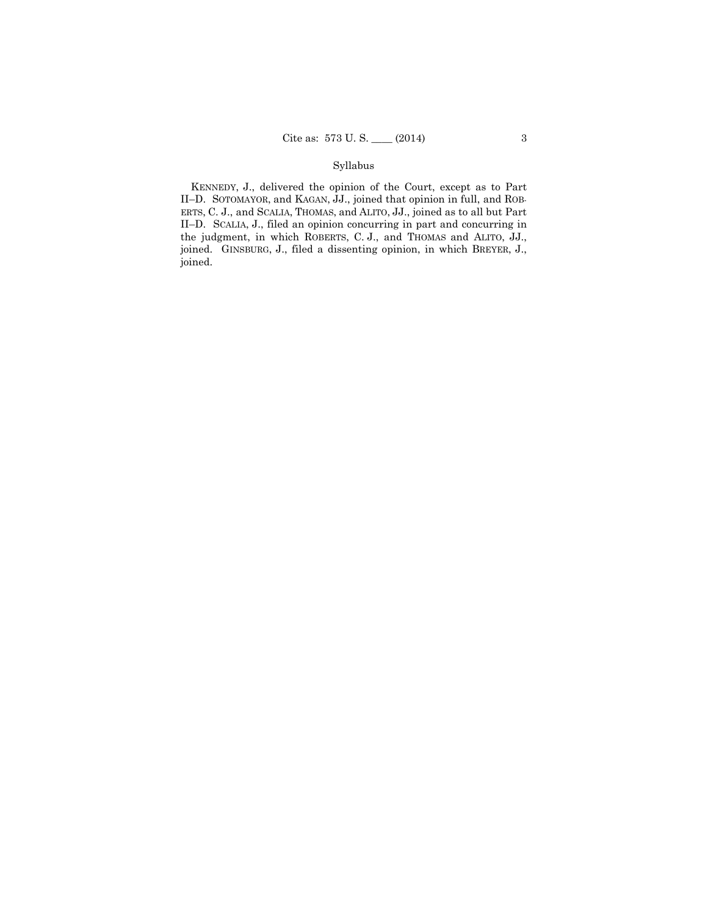Syllabus

KENNEDY, J., delivered the opinion of the Court, except as to Part II–D. SOTOMAYOR, and KAGAN, JJ., joined that opinion in full, and ROBERTS, C. J., and SCALIA, THOMAS, and ALITO, JJ., joined as to all but Part II–D. SCALIA, J., filed an opinion concurring in part and concurring in the judgment, in which ROBERTS, C. J., and THOMAS and ALITO, JJ., joined. GINSBURG, J., filed a dissenting opinion, in which BREYER, J., joined.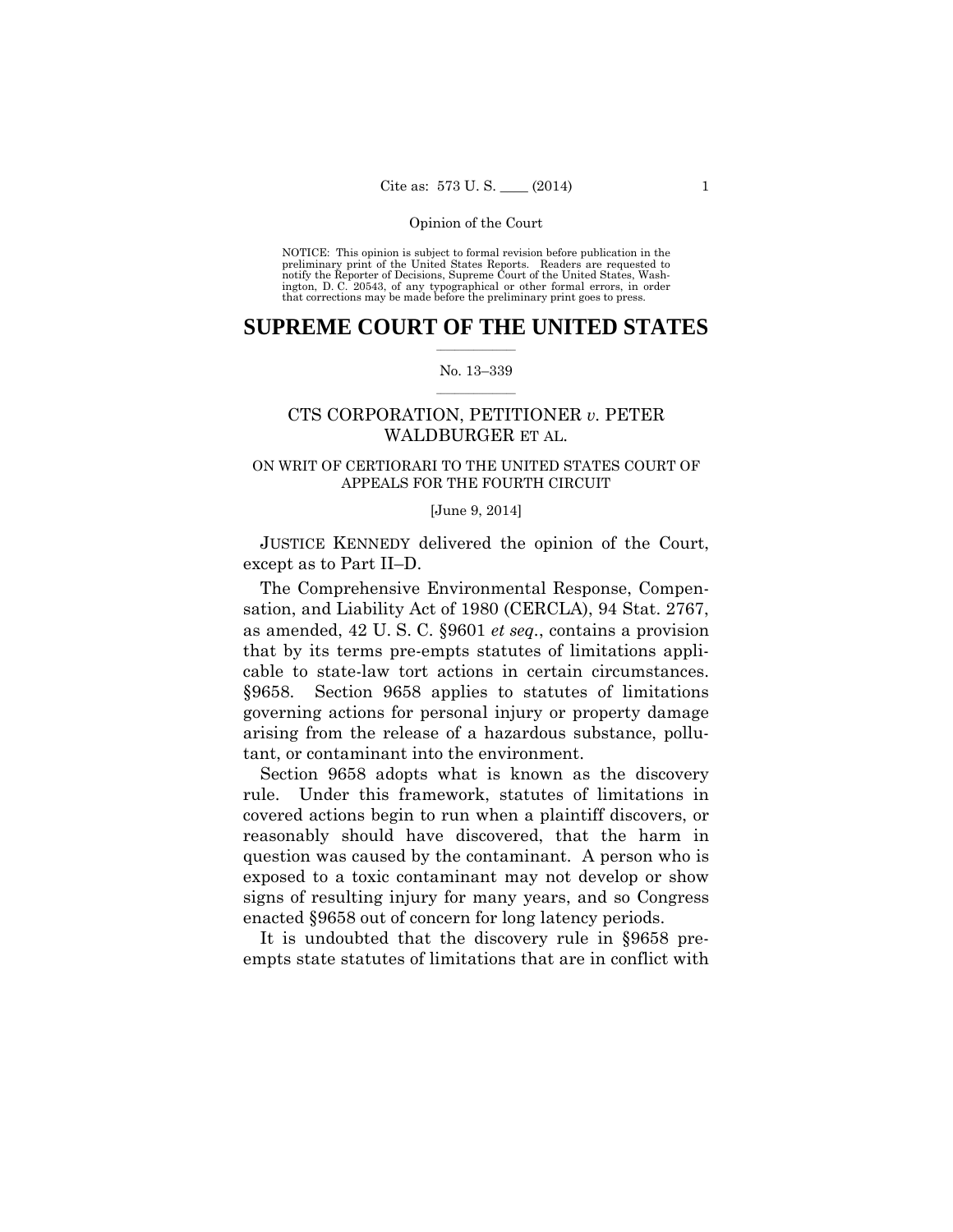Opinion of the Court

NOTICE: This opinion is subject to formal revision before publication in the preliminary print of the United States Reports. Readers are requested to notify the Reporter of Decisions, Supreme Court of the United States, Washington, D. C. 20543, of any typographical or other formal errors, in order that corrections may be made before the preliminary print goes to press.

# SUPREME COURT OF THE UNITED STATES

No. 13–339

## CTS CORPORATION, PETITIONER *v.* PETER WALDBURGER ET AL.

ON WRIT OF CERTIORARI TO THE UNITED STATES COURT OF APPEALS FOR THE FOURTH CIRCUIT

[June 9, 2014]

JUSTICE KENNEDY delivered the opinion of the Court, except as to Part II–D.

The Comprehensive Environmental Response, Compensation, and Liability Act of 1980 (CERCLA), 94 Stat. 2767, as amended, 42 U. S. C. §9601 *et seq.*, contains a provision that by its terms pre-empts statutes of limitations applicable to state-law tort actions in certain circumstances. §9658. Section 9658 applies to statutes of limitations governing actions for personal injury or property damage arising from the release of a hazardous substance, pollutant, or contaminant into the environment.

Section 9658 adopts what is known as the discovery rule. Under this framework, statutes of limitations in covered actions begin to run when a plaintiff discovers, or reasonably should have discovered, that the harm in question was caused by the contaminant. A person who is exposed to a toxic contaminant may not develop or show signs of resulting injury for many years, and so Congress enacted §9658 out of concern for long latency periods.

It is undoubted that the discovery rule in §9658 pre-empts state statutes of limitations that are in conflict with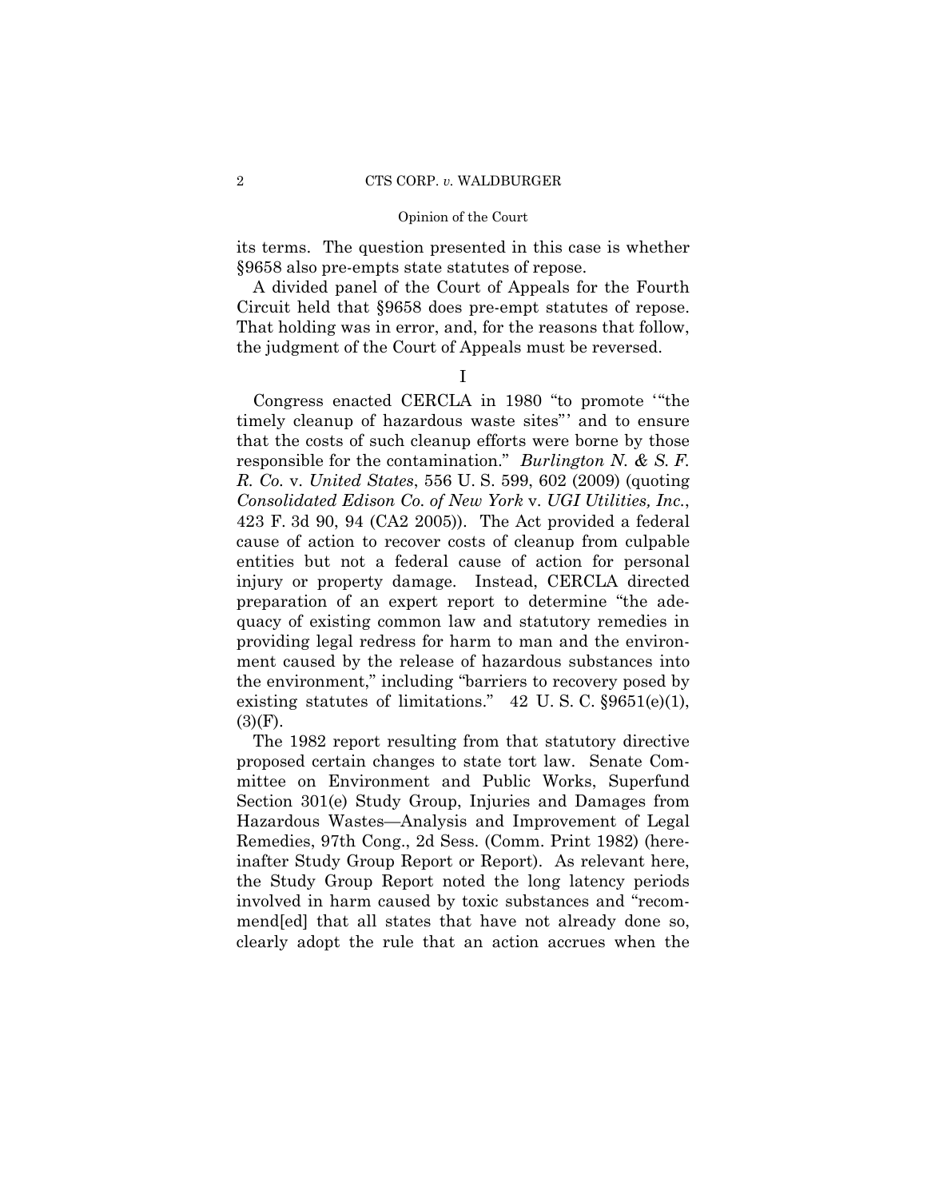its terms. The question presented in this case is whether §9658 also pre-empts state statutes of repose.

A divided panel of the Court of Appeals for the Fourth Circuit held that §9658 does pre-empt statutes of repose. That holding was in error, and, for the reasons that follow, the judgment of the Court of Appeals must be reversed.

## I

Congress enacted CERCLA in 1980 "to promote '"the timely cleanup of hazardous waste sites"' and to ensure that the costs of such cleanup efforts were borne by those responsible for the contamination." *Burlington N. & S. F. R. Co.* v. *United States*, 556 U. S. 599, 602 (2009) (quoting *Consolidated Edison Co. of New York* v. *UGI Utilities, Inc.*, 423 F. 3d 90, 94 (CA2 2005)). The Act provided a federal cause of action to recover costs of cleanup from culpable entities but not a federal cause of action for personal injury or property damage. Instead, CERCLA directed preparation of an expert report to determine "the adequacy of existing common law and statutory remedies in providing legal redress for harm to man and the environment caused by the release of hazardous substances into the environment," including "barriers to recovery posed by existing statutes of limitations." 42 U. S. C. §9651(e)(1), (3)(F).

The 1982 report resulting from that statutory directive proposed certain changes to state tort law. Senate Committee on Environment and Public Works, Superfund Section 301(e) Study Group, Injuries and Damages from Hazardous Wastes—Analysis and Improvement of Legal Remedies, 97th Cong., 2d Sess. (Comm. Print 1982) (hereinafter Study Group Report or Report). As relevant here, the Study Group Report noted the long latency periods involved in harm caused by toxic substances and "recommend[ed] that all states that have not already done so, clearly adopt the rule that an action accrues when the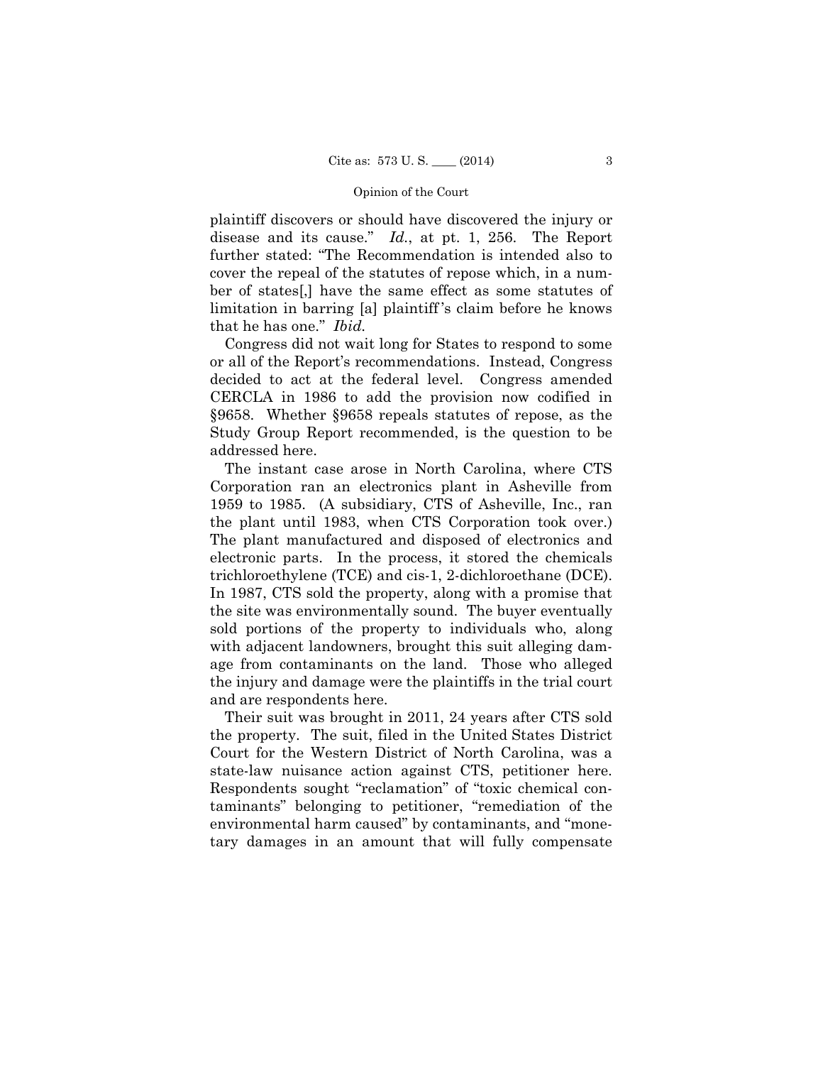plaintiff discovers or should have discovered the injury or disease and its cause." *Id.*, at pt. 1, 256. The Report further stated: "The Recommendation is intended also to cover the repeal of the statutes of repose which, in a number of states[,] have the same effect as some statutes of limitation in barring [a] plaintiff's claim before he knows that he has one." *Ibid.*

Congress did not wait long for States to respond to some or all of the Report's recommendations. Instead, Congress decided to act at the federal level. Congress amended CERCLA in 1986 to add the provision now codified in §9658. Whether §9658 repeals statutes of repose, as the Study Group Report recommended, is the question to be addressed here.

The instant case arose in North Carolina, where CTS Corporation ran an electronics plant in Asheville from 1959 to 1985. (A subsidiary, CTS of Asheville, Inc., ran the plant until 1983, when CTS Corporation took over.) The plant manufactured and disposed of electronics and electronic parts. In the process, it stored the chemicals trichloroethylene (TCE) and cis-1, 2-dichloroethane (DCE). In 1987, CTS sold the property, along with a promise that the site was environmentally sound. The buyer eventually sold portions of the property to individuals who, along with adjacent landowners, brought this suit alleging damage from contaminants on the land. Those who alleged the injury and damage were the plaintiffs in the trial court and are respondents here.

Their suit was brought in 2011, 24 years after CTS sold the property. The suit, filed in the United States District Court for the Western District of North Carolina, was a state-law nuisance action against CTS, petitioner here. Respondents sought "reclamation" of "toxic chemical contaminants" belonging to petitioner, "remediation of the environmental harm caused" by contaminants, and "monetary damages in an amount that will fully compensate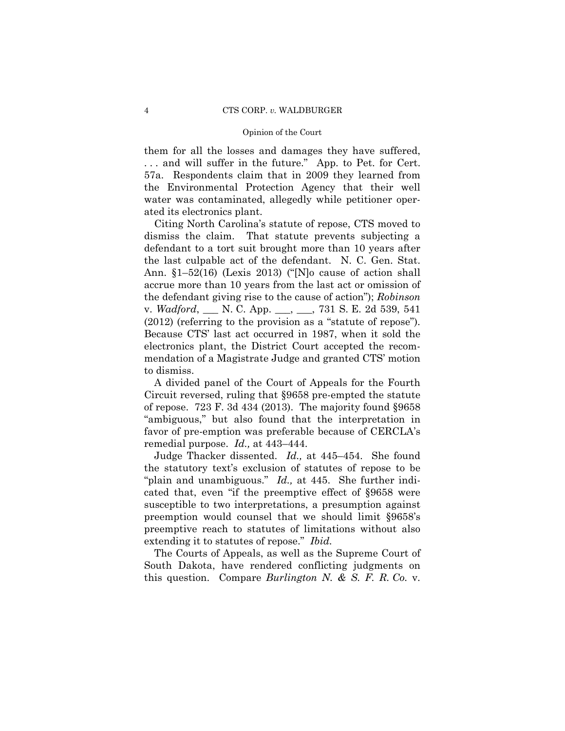them for all the losses and damages they have suffered, . . . and will suffer in the future." App. to Pet. for Cert. 57a. Respondents claim that in 2009 they learned from the Environmental Protection Agency that their well water was contaminated, allegedly while petitioner operated its electronics plant.

Citing North Carolina's statute of repose, CTS moved to dismiss the claim. That statute prevents subjecting a defendant to a tort suit brought more than 10 years after the last culpable act of the defendant. N. C. Gen. Stat. Ann. §1–52(16) (Lexis 2013) ("[N]o cause of action shall accrue more than 10 years from the last act or omission of the defendant giving rise to the cause of action"); *Robinson* v. *Wadford*, ___ N. C. App. ___, ___, 731 S. E. 2d 539, 541 (2012) (referring to the provision as a "statute of repose"). Because CTS' last act occurred in 1987, when it sold the electronics plant, the District Court accepted the recommendation of a Magistrate Judge and granted CTS' motion to dismiss.

A divided panel of the Court of Appeals for the Fourth Circuit reversed, ruling that §9658 pre-empted the statute of repose. 723 F. 3d 434 (2013). The majority found §9658 "ambiguous," but also found that the interpretation in favor of pre-emption was preferable because of CERCLA's remedial purpose. *Id.,* at 443–444.

Judge Thacker dissented. *Id.,* at 445–454. She found the statutory text's exclusion of statutes of repose to be "plain and unambiguous." *Id.,* at 445. She further indicated that, even "if the preemptive effect of §9658 were susceptible to two interpretations, a presumption against preemption would counsel that we should limit §9658's preemptive reach to statutes of limitations without also extending it to statutes of repose." *Ibid.*

The Courts of Appeals, as well as the Supreme Court of South Dakota, have rendered conflicting judgments on this question. Compare *Burlington N. & S. F. R. Co.* v.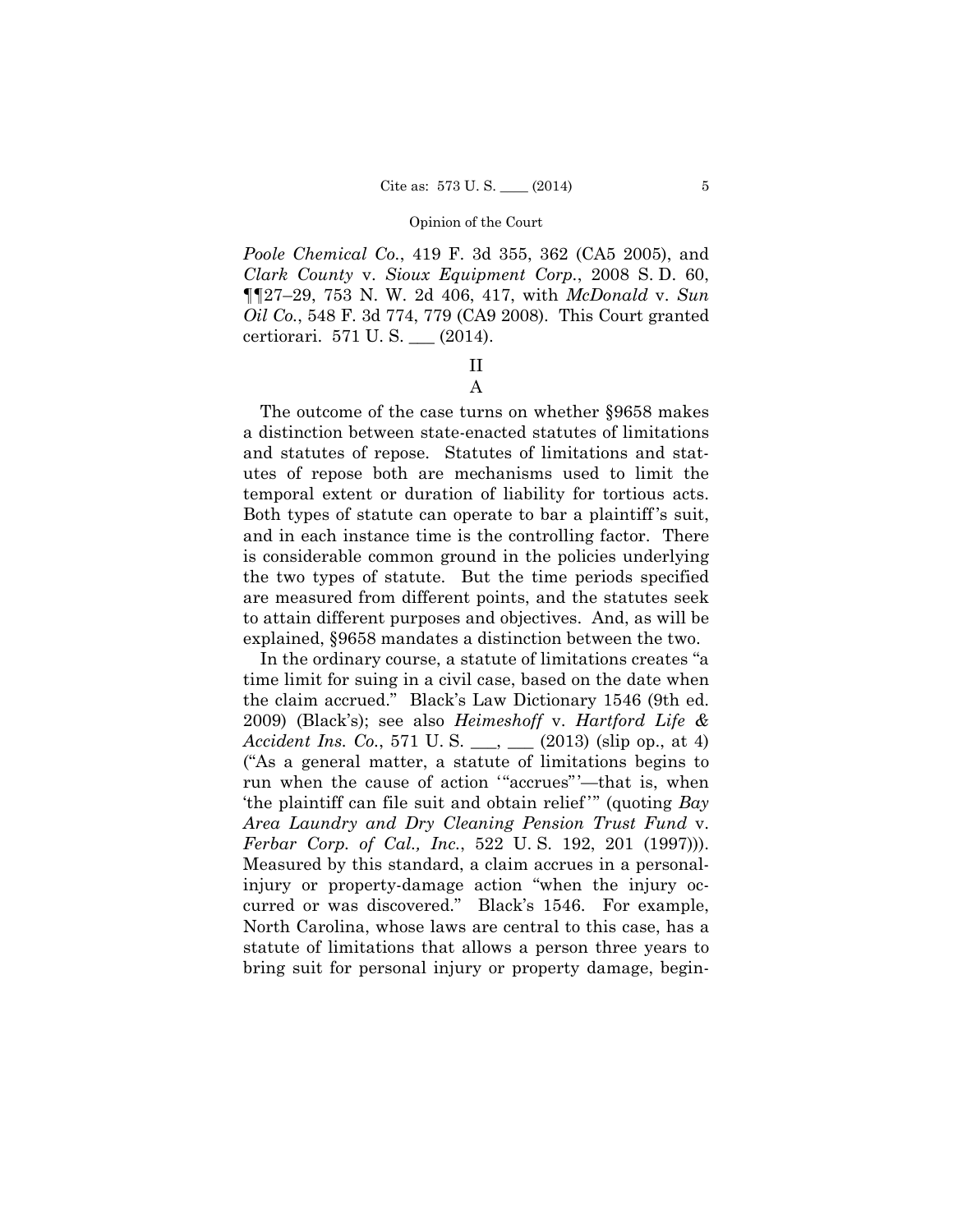*Poole Chemical Co.*, 419 F. 3d 355, 362 (CA5 2005), and *Clark County* v. *Sioux Equipment Corp.*, 2008 S. D. 60, ¶¶27–29, 753 N. W. 2d 406, 417, with *McDonald* v. *Sun Oil Co.*, 548 F. 3d 774, 779 (CA9 2008). This Court granted certiorari. 571 U. S. ___ (2014).

## II

### A

The outcome of the case turns on whether §9658 makes a distinction between state-enacted statutes of limitations and statutes of repose. Statutes of limitations and statutes of repose both are mechanisms used to limit the temporal extent or duration of liability for tortious acts. Both types of statute can operate to bar a plaintiff's suit, and in each instance time is the controlling factor. There is considerable common ground in the policies underlying the two types of statute. But the time periods specified are measured from different points, and the statutes seek to attain different purposes and objectives. And, as will be explained, §9658 mandates a distinction between the two.

In the ordinary course, a statute of limitations creates "a time limit for suing in a civil case, based on the date when the claim accrued." Black's Law Dictionary 1546 (9th ed. 2009) (Black's); see also *Heimeshoff* v. *Hartford Life & Accident Ins. Co.*, 571 U. S. ___, ___ (2013) (slip op., at 4) ("As a general matter, a statute of limitations begins to run when the cause of action '"accrues"'—that is, when 'the plaintiff can file suit and obtain relief'" (quoting *Bay Area Laundry and Dry Cleaning Pension Trust Fund* v. *Ferbar Corp. of Cal., Inc.*, 522 U. S. 192, 201 (1997))). Measured by this standard, a claim accrues in a personal-injury or property-damage action "when the injury occurred or was discovered." Black's 1546. For example, North Carolina, whose laws are central to this case, has a statute of limitations that allows a person three years to bring suit for personal injury or property damage, begin-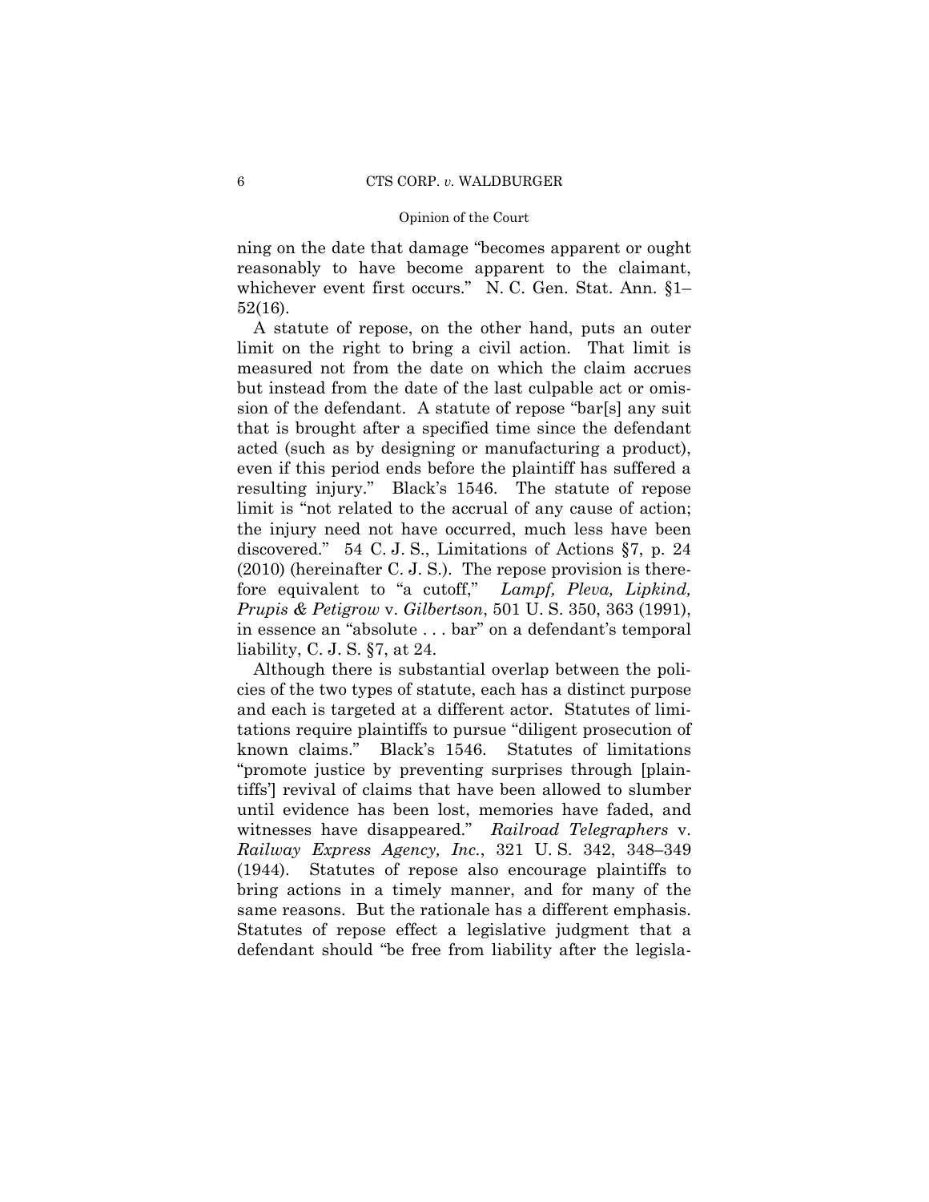ning on the date that damage "becomes apparent or ought reasonably to have become apparent to the claimant, whichever event first occurs." N. C. Gen. Stat. Ann. §1–52(16).

A statute of repose, on the other hand, puts an outer limit on the right to bring a civil action. That limit is measured not from the date on which the claim accrues but instead from the date of the last culpable act or omission of the defendant. A statute of repose "bar[s] any suit that is brought after a specified time since the defendant acted (such as by designing or manufacturing a product), even if this period ends before the plaintiff has suffered a resulting injury." Black's 1546. The statute of repose limit is "not related to the accrual of any cause of action; the injury need not have occurred, much less have been discovered." 54 C. J. S., Limitations of Actions §7, p. 24 (2010) (hereinafter C. J. S.). The repose provision is therefore equivalent to "a cutoff," *Lampf, Pleva, Lipkind, Prupis & Petigrow* v. *Gilbertson*, 501 U. S. 350, 363 (1991), in essence an "absolute . . . bar" on a defendant's temporal liability, C. J. S. §7, at 24.

Although there is substantial overlap between the policies of the two types of statute, each has a distinct purpose and each is targeted at a different actor. Statutes of limitations require plaintiffs to pursue "diligent prosecution of known claims." Black's 1546. Statutes of limitations "promote justice by preventing surprises through [plaintiffs'] revival of claims that have been allowed to slumber until evidence has been lost, memories have faded, and witnesses have disappeared." *Railroad Telegraphers* v. *Railway Express Agency, Inc.*, 321 U. S. 342, 348–349 (1944). Statutes of repose also encourage plaintiffs to bring actions in a timely manner, and for many of the same reasons. But the rationale has a different emphasis. Statutes of repose effect a legislative judgment that a defendant should "be free from liability after the legisla-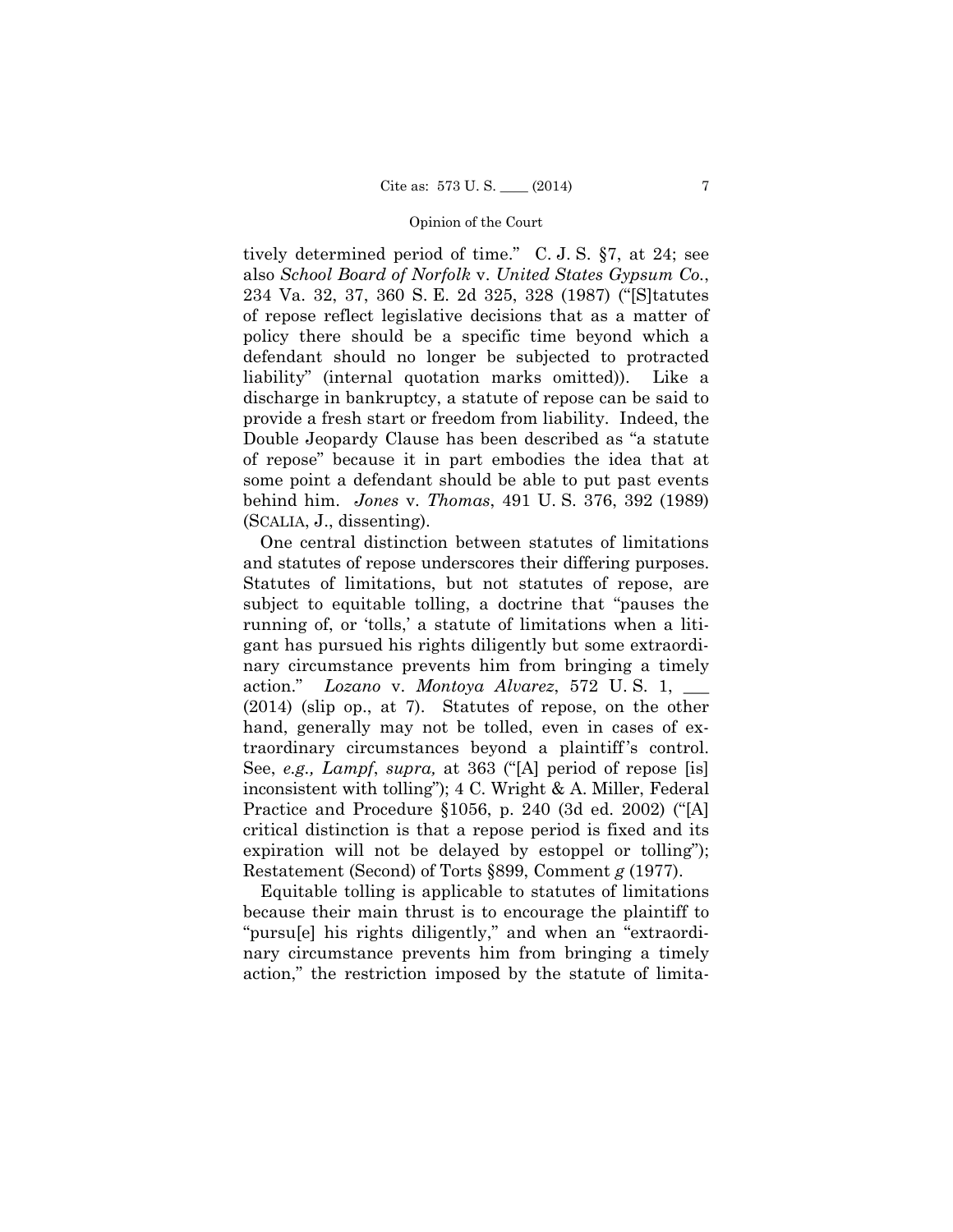tively determined period of time." C. J. S. §7, at 24; see also *School Board of Norfolk* v. *United States Gypsum Co.*, 234 Va. 32, 37, 360 S. E. 2d 325, 328 (1987) ("[S]tatutes of repose reflect legislative decisions that as a matter of policy there should be a specific time beyond which a defendant should no longer be subjected to protracted liability" (internal quotation marks omitted)). Like a discharge in bankruptcy, a statute of repose can be said to provide a fresh start or freedom from liability. Indeed, the Double Jeopardy Clause has been described as "a statute of repose" because it in part embodies the idea that at some point a defendant should be able to put past events behind him. *Jones* v. *Thomas*, 491 U. S. 376, 392 (1989) (SCALIA, J., dissenting).

One central distinction between statutes of limitations and statutes of repose underscores their differing purposes. Statutes of limitations, but not statutes of repose, are subject to equitable tolling, a doctrine that "pauses the running of, or 'tolls,' a statute of limitations when a litigant has pursued his rights diligently but some extraordinary circumstance prevents him from bringing a timely action." *Lozano* v. *Montoya Alvarez*, 572 U. S. 1, \_\_\_ (2014) (slip op., at 7). Statutes of repose, on the other hand, generally may not be tolled, even in cases of extraordinary circumstances beyond a plaintiff's control. See, *e.g., Lampf*, *supra,* at 363 ("[A] period of repose [is] inconsistent with tolling"); 4 C. Wright & A. Miller, Federal Practice and Procedure §1056, p. 240 (3d ed. 2002) ("[A] critical distinction is that a repose period is fixed and its expiration will not be delayed by estoppel or tolling"); Restatement (Second) of Torts §899, Comment *g* (1977).

Equitable tolling is applicable to statutes of limitations because their main thrust is to encourage the plaintiff to "pursu[e] his rights diligently," and when an "extraordinary circumstance prevents him from bringing a timely action," the restriction imposed by the statute of limita-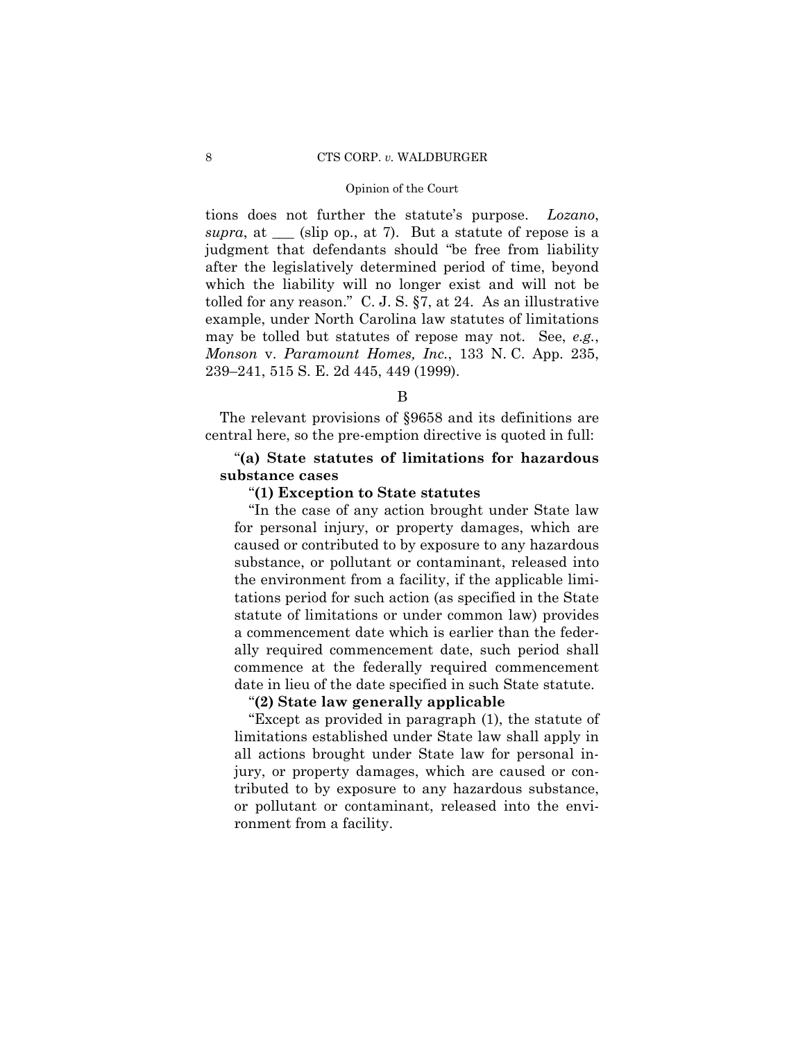tions does not further the statute's purpose. *Lozano*, *supra*, at ___ (slip op., at 7). But a statute of repose is a judgment that defendants should "be free from liability after the legislatively determined period of time, beyond which the liability will no longer exist and will not be tolled for any reason." C. J. S. §7, at 24. As an illustrative example, under North Carolina law statutes of limitations may be tolled but statutes of repose may not. See, *e.g.*, *Monson* v. *Paramount Homes, Inc.*, 133 N. C. App. 235, 239–241, 515 S. E. 2d 445, 449 (1999).

B

The relevant provisions of §9658 and its definitions are central here, so the pre-emption directive is quoted in full:

"**(a) State statutes of limitations for hazardous substance cases**

"**(1) Exception to State statutes**

"In the case of any action brought under State law for personal injury, or property damages, which are caused or contributed to by exposure to any hazardous substance, or pollutant or contaminant, released into the environment from a facility, if the applicable limitations period for such action (as specified in the State statute of limitations or under common law) provides a commencement date which is earlier than the federally required commencement date, such period shall commence at the federally required commencement date in lieu of the date specified in such State statute.

"**(2) State law generally applicable**

"Except as provided in paragraph (1), the statute of limitations established under State law shall apply in all actions brought under State law for personal injury, or property damages, which are caused or contributed to by exposure to any hazardous substance, or pollutant or contaminant, released into the environment from a facility.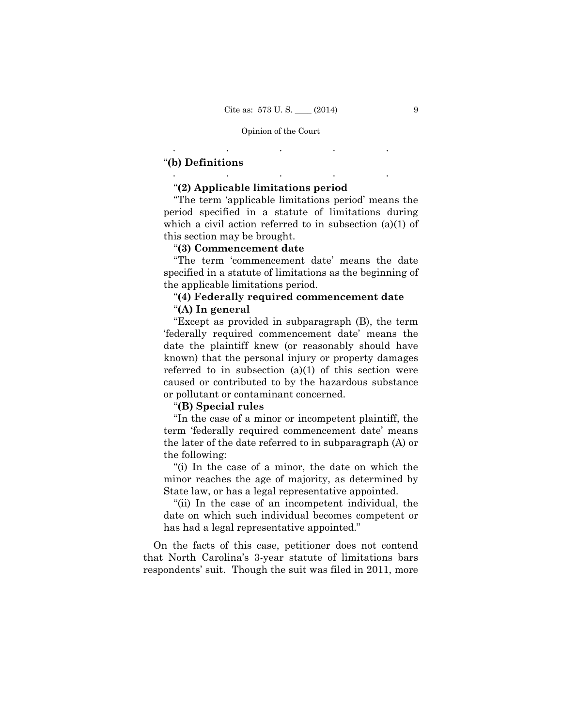.            .            .            .            .

"**(b) Definitions**

.            .            .            .            .

"**(2) Applicable limitations period**

"The term 'applicable limitations period' means the period specified in a statute of limitations during which a civil action referred to in subsection (a)(1) of this section may be brought.

"**(3) Commencement date**

"The term 'commencement date' means the date specified in a statute of limitations as the beginning of the applicable limitations period.

"**(4) Federally required commencement date**

"**(A) In general**

"Except as provided in subparagraph (B), the term 'federally required commencement date' means the date the plaintiff knew (or reasonably should have known) that the personal injury or property damages referred to in subsection (a)(1) of this section were caused or contributed to by the hazardous substance or pollutant or contaminant concerned.

"**(B) Special rules**

"In the case of a minor or incompetent plaintiff, the term 'federally required commencement date' means the later of the date referred to in subparagraph (A) or the following:

"(i) In the case of a minor, the date on which the minor reaches the age of majority, as determined by State law, or has a legal representative appointed.

"(ii) In the case of an incompetent individual, the date on which such individual becomes competent or has had a legal representative appointed."

On the facts of this case, petitioner does not contend that North Carolina's 3-year statute of limitations bars respondents' suit. Though the suit was filed in 2011, more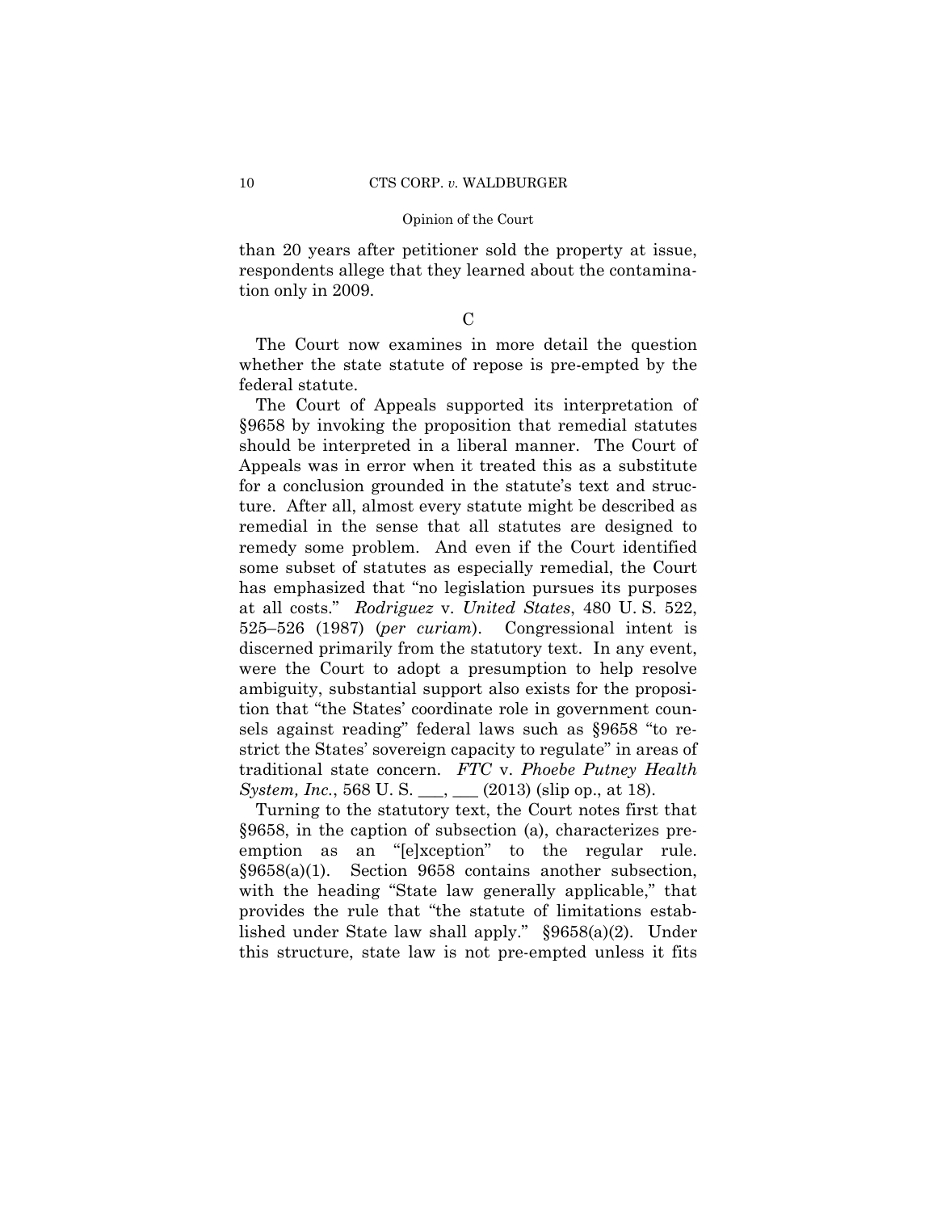than 20 years after petitioner sold the property at issue, respondents allege that they learned about the contamination only in 2009.

C

The Court now examines in more detail the question whether the state statute of repose is pre-empted by the federal statute.

The Court of Appeals supported its interpretation of §9658 by invoking the proposition that remedial statutes should be interpreted in a liberal manner. The Court of Appeals was in error when it treated this as a substitute for a conclusion grounded in the statute's text and structure. After all, almost every statute might be described as remedial in the sense that all statutes are designed to remedy some problem. And even if the Court identified some subset of statutes as especially remedial, the Court has emphasized that "no legislation pursues its purposes at all costs." *Rodriguez* v. *United States*, 480 U. S. 522, 525–526 (1987) (*per curiam*). Congressional intent is discerned primarily from the statutory text. In any event, were the Court to adopt a presumption to help resolve ambiguity, substantial support also exists for the proposition that "the States' coordinate role in government counsels against reading" federal laws such as §9658 "to restrict the States' sovereign capacity to regulate" in areas of traditional state concern. *FTC* v. *Phoebe Putney Health System, Inc.*, 568 U. S. ___, ___ (2013) (slip op., at 18).

Turning to the statutory text, the Court notes first that §9658, in the caption of subsection (a), characterizes preemption as an "[e]xception" to the regular rule. §9658(a)(1). Section 9658 contains another subsection, with the heading "State law generally applicable," that provides the rule that "the statute of limitations established under State law shall apply." §9658(a)(2). Under this structure, state law is not pre-empted unless it fits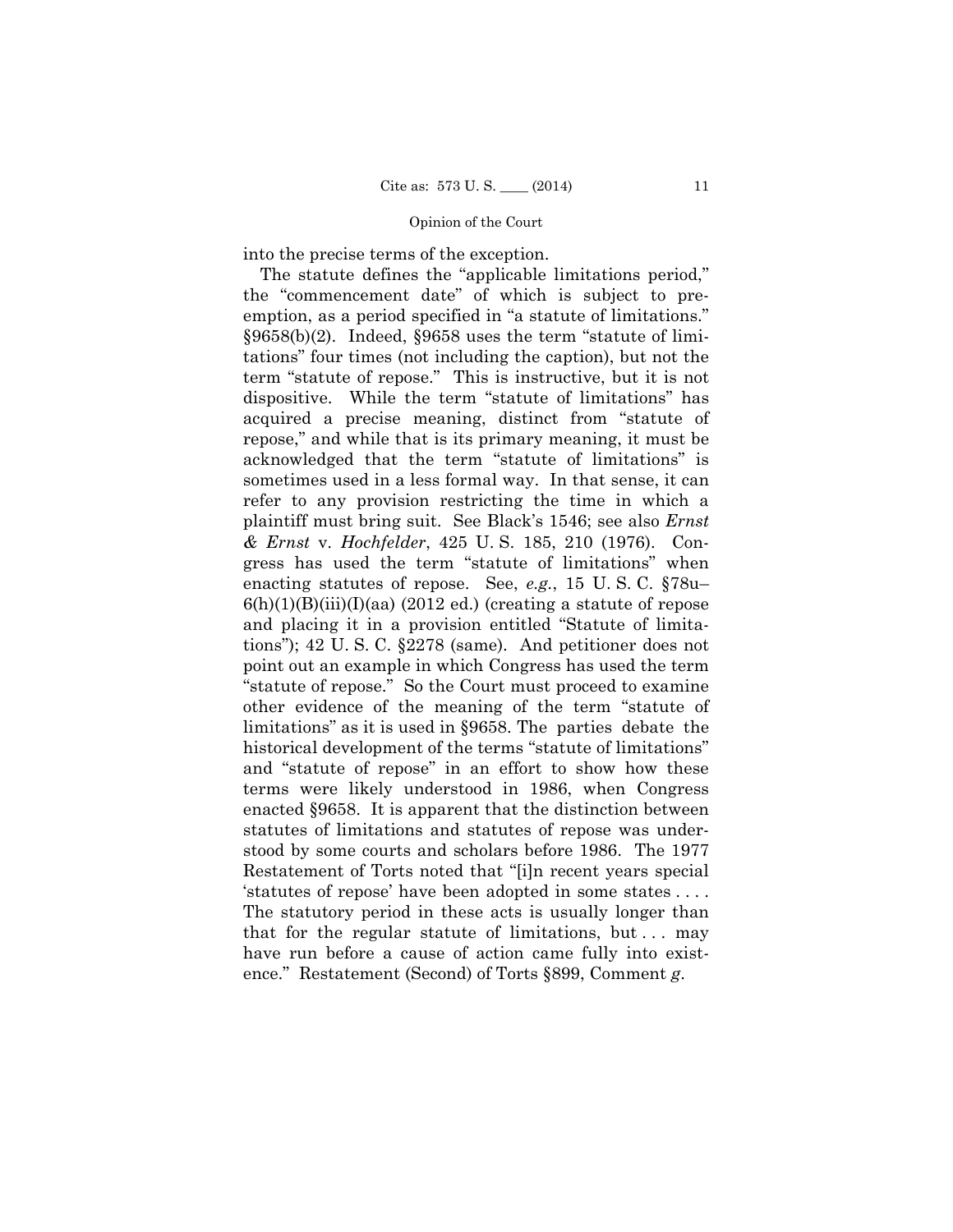into the precise terms of the exception.

The statute defines the "applicable limitations period," the "commencement date" of which is subject to preemption, as a period specified in "a statute of limitations." §9658(b)(2). Indeed, §9658 uses the term "statute of limitations" four times (not including the caption), but not the term "statute of repose." This is instructive, but it is not dispositive. While the term "statute of limitations" has acquired a precise meaning, distinct from "statute of repose," and while that is its primary meaning, it must be acknowledged that the term "statute of limitations" is sometimes used in a less formal way. In that sense, it can refer to any provision restricting the time in which a plaintiff must bring suit. See Black's 1546; see also *Ernst & Ernst* v. *Hochfelder*, 425 U. S. 185, 210 (1976). Congress has used the term "statute of limitations" when enacting statutes of repose. See, *e.g.*, 15 U. S. C. §78u–6(h)(1)(B)(iii)(I)(aa) (2012 ed.) (creating a statute of repose and placing it in a provision entitled "Statute of limitations"); 42 U. S. C. §2278 (same). And petitioner does not point out an example in which Congress has used the term "statute of repose." So the Court must proceed to examine other evidence of the meaning of the term "statute of limitations" as it is used in §9658. The parties debate the historical development of the terms "statute of limitations" and "statute of repose" in an effort to show how these terms were likely understood in 1986, when Congress enacted §9658. It is apparent that the distinction between statutes of limitations and statutes of repose was understood by some courts and scholars before 1986. The 1977 Restatement of Torts noted that "[i]n recent years special 'statutes of repose' have been adopted in some states . . . . The statutory period in these acts is usually longer than that for the regular statute of limitations, but . . . may have run before a cause of action came fully into existence." Restatement (Second) of Torts §899, Comment *g*.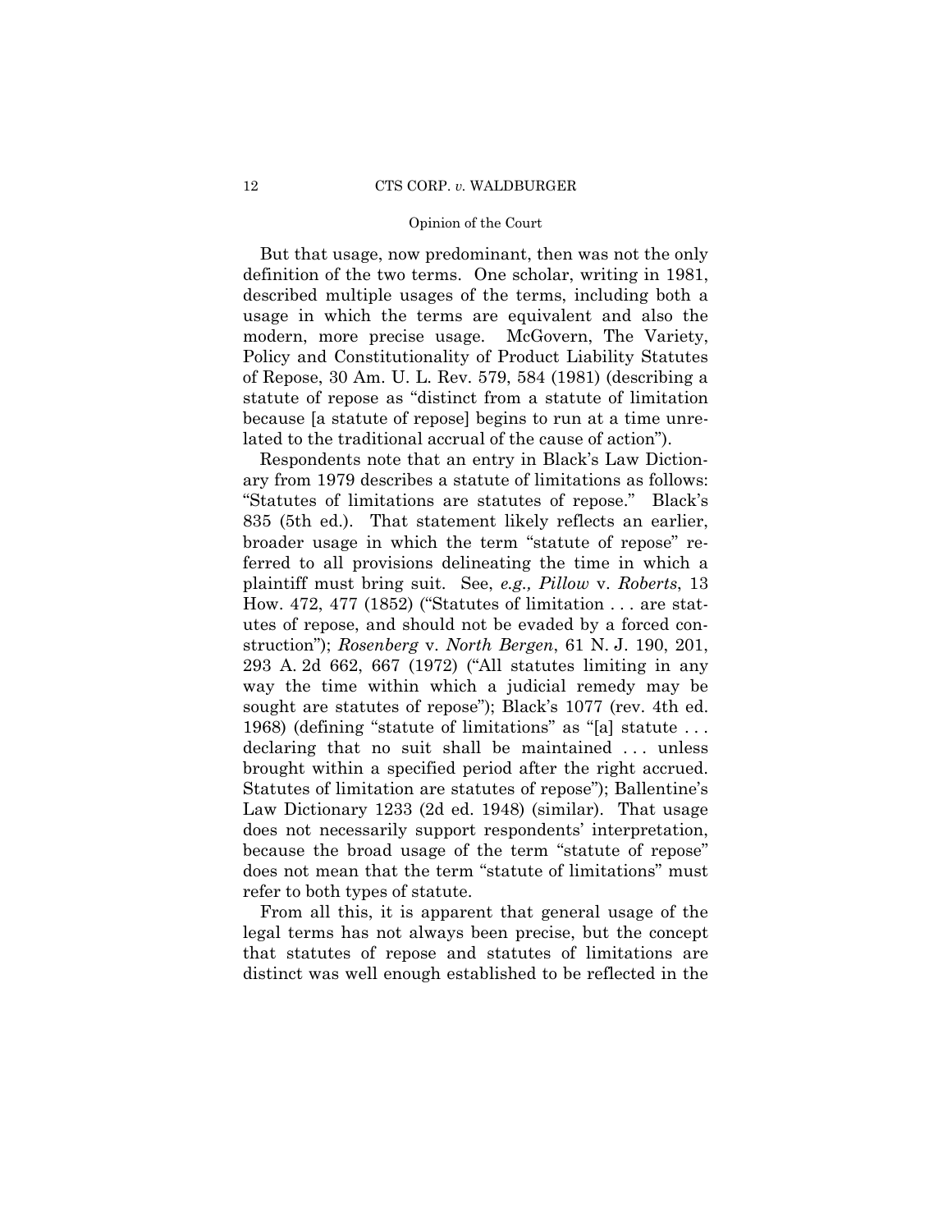But that usage, now predominant, then was not the only definition of the two terms. One scholar, writing in 1981, described multiple usages of the terms, including both a usage in which the terms are equivalent and also the modern, more precise usage. McGovern, The Variety, Policy and Constitutionality of Product Liability Statutes of Repose, 30 Am. U. L. Rev. 579, 584 (1981) (describing a statute of repose as "distinct from a statute of limitation because [a statute of repose] begins to run at a time unrelated to the traditional accrual of the cause of action").

Respondents note that an entry in Black's Law Dictionary from 1979 describes a statute of limitations as follows: "Statutes of limitations are statutes of repose." Black's 835 (5th ed.). That statement likely reflects an earlier, broader usage in which the term "statute of repose" referred to all provisions delineating the time in which a plaintiff must bring suit. See, *e.g., Pillow* v. *Roberts*, 13 How. 472, 477 (1852) ("Statutes of limitation . . . are statutes of repose, and should not be evaded by a forced construction"); *Rosenberg* v. *North Bergen*, 61 N. J. 190, 201, 293 A. 2d 662, 667 (1972) ("All statutes limiting in any way the time within which a judicial remedy may be sought are statutes of repose"); Black's 1077 (rev. 4th ed. 1968) (defining "statute of limitations" as "[a] statute . . . declaring that no suit shall be maintained . . . unless brought within a specified period after the right accrued. Statutes of limitation are statutes of repose"); Ballentine's Law Dictionary 1233 (2d ed. 1948) (similar). That usage does not necessarily support respondents' interpretation, because the broad usage of the term "statute of repose" does not mean that the term "statute of limitations" must refer to both types of statute.

From all this, it is apparent that general usage of the legal terms has not always been precise, but the concept that statutes of repose and statutes of limitations are distinct was well enough established to be reflected in the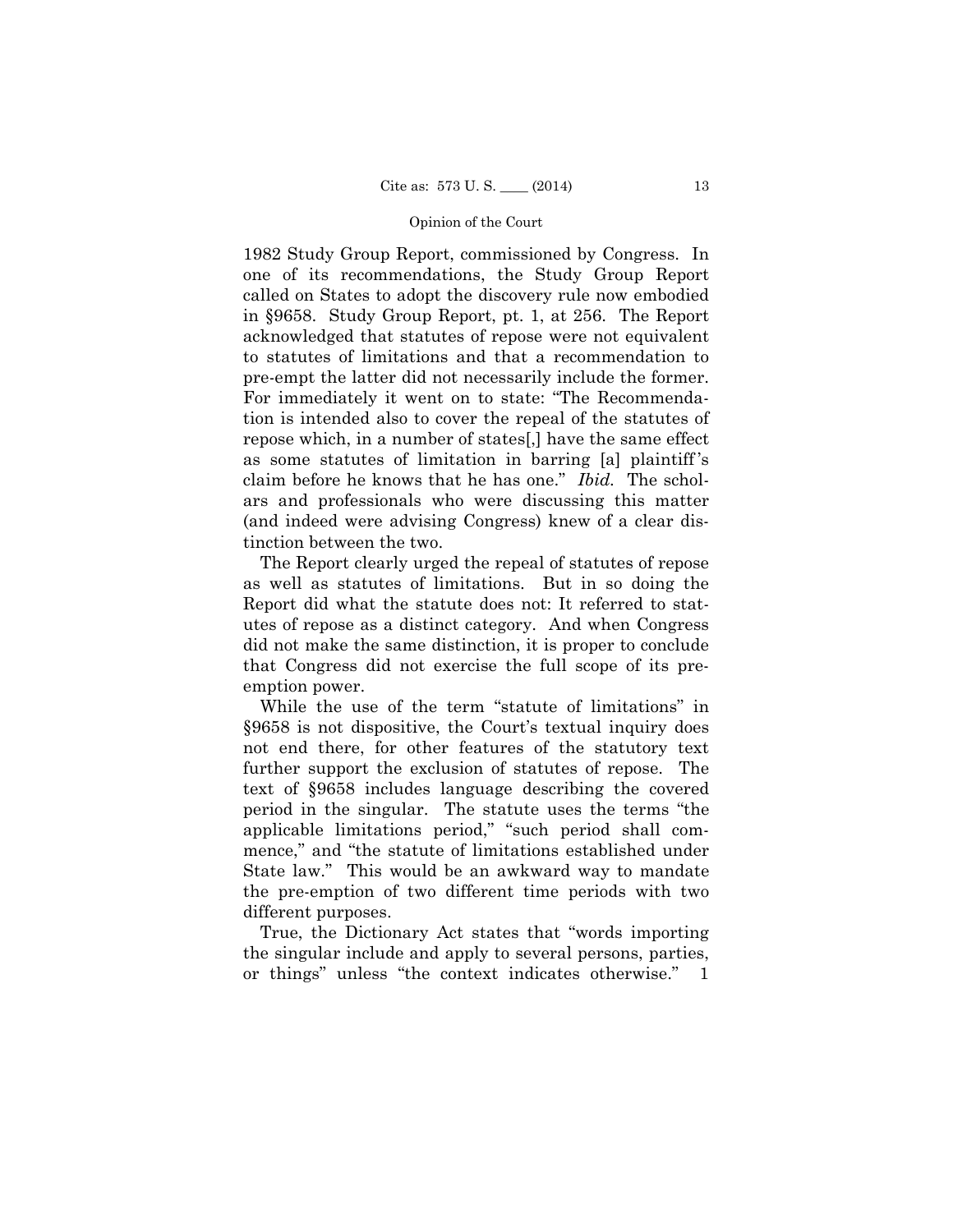1982 Study Group Report, commissioned by Congress. In one of its recommendations, the Study Group Report called on States to adopt the discovery rule now embodied in §9658. Study Group Report, pt. 1, at 256. The Report acknowledged that statutes of repose were not equivalent to statutes of limitations and that a recommendation to pre-empt the latter did not necessarily include the former. For immediately it went on to state: "The Recommendation is intended also to cover the repeal of the statutes of repose which, in a number of states[,] have the same effect as some statutes of limitation in barring [a] plaintiff's claim before he knows that he has one." *Ibid.* The scholars and professionals who were discussing this matter (and indeed were advising Congress) knew of a clear distinction between the two.

The Report clearly urged the repeal of statutes of repose as well as statutes of limitations. But in so doing the Report did what the statute does not: It referred to statutes of repose as a distinct category. And when Congress did not make the same distinction, it is proper to conclude that Congress did not exercise the full scope of its pre-emption power.

While the use of the term "statute of limitations" in §9658 is not dispositive, the Court's textual inquiry does not end there, for other features of the statutory text further support the exclusion of statutes of repose. The text of §9658 includes language describing the covered period in the singular. The statute uses the terms "the applicable limitations period," "such period shall commence," and "the statute of limitations established under State law." This would be an awkward way to mandate the pre-emption of two different time periods with two different purposes.

True, the Dictionary Act states that "words importing the singular include and apply to several persons, parties, or things" unless "the context indicates otherwise." 1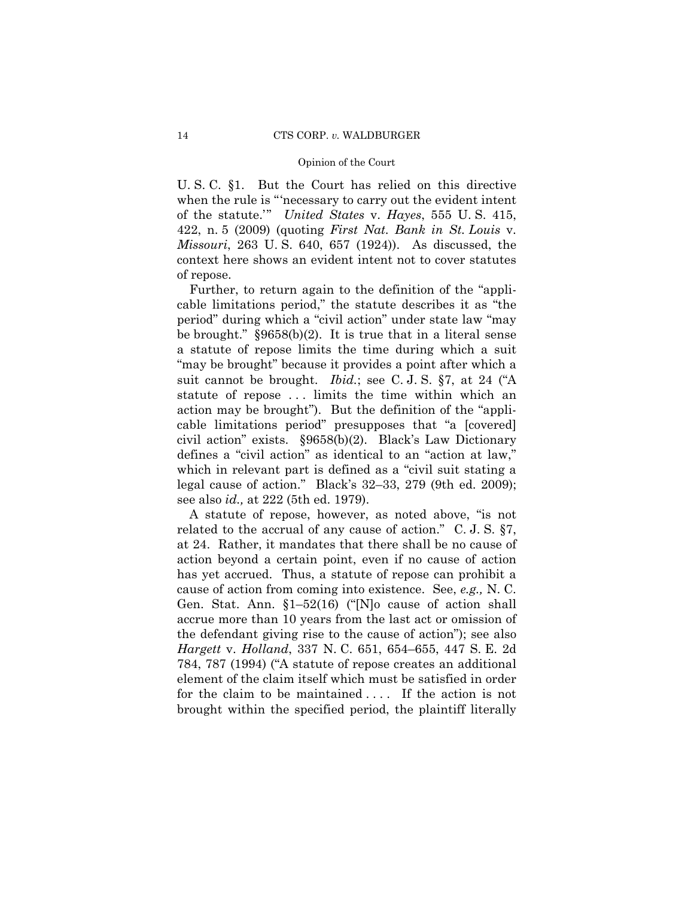U. S. C. §1. But the Court has relied on this directive when the rule is "'necessary to carry out the evident intent of the statute.'" *United States* v. *Hayes*, 555 U. S. 415, 422, n. 5 (2009) (quoting *First Nat. Bank in St. Louis* v. *Missouri*, 263 U. S. 640, 657 (1924)). As discussed, the context here shows an evident intent not to cover statutes of repose.

Further, to return again to the definition of the "applicable limitations period," the statute describes it as "the period" during which a "civil action" under state law "may be brought." §9658(b)(2). It is true that in a literal sense a statute of repose limits the time during which a suit "may be brought" because it provides a point after which a suit cannot be brought. *Ibid.*; see C. J. S. §7, at 24 ("A statute of repose . . . limits the time within which an action may be brought"). But the definition of the "applicable limitations period" presupposes that "a [covered] civil action" exists. §9658(b)(2). Black's Law Dictionary defines a "civil action" as identical to an "action at law," which in relevant part is defined as a "civil suit stating a legal cause of action." Black's 32–33, 279 (9th ed. 2009); see also *id.,* at 222 (5th ed. 1979).

A statute of repose, however, as noted above, "is not related to the accrual of any cause of action." C. J. S. §7, at 24. Rather, it mandates that there shall be no cause of action beyond a certain point, even if no cause of action has yet accrued. Thus, a statute of repose can prohibit a cause of action from coming into existence. See, *e.g.,* N. C. Gen. Stat. Ann. §1–52(16) ("[N]o cause of action shall accrue more than 10 years from the last act or omission of the defendant giving rise to the cause of action"); see also *Hargett* v. *Holland*, 337 N. C. 651, 654–655, 447 S. E. 2d 784, 787 (1994) ("A statute of repose creates an additional element of the claim itself which must be satisfied in order for the claim to be maintained . . . . If the action is not brought within the specified period, the plaintiff literally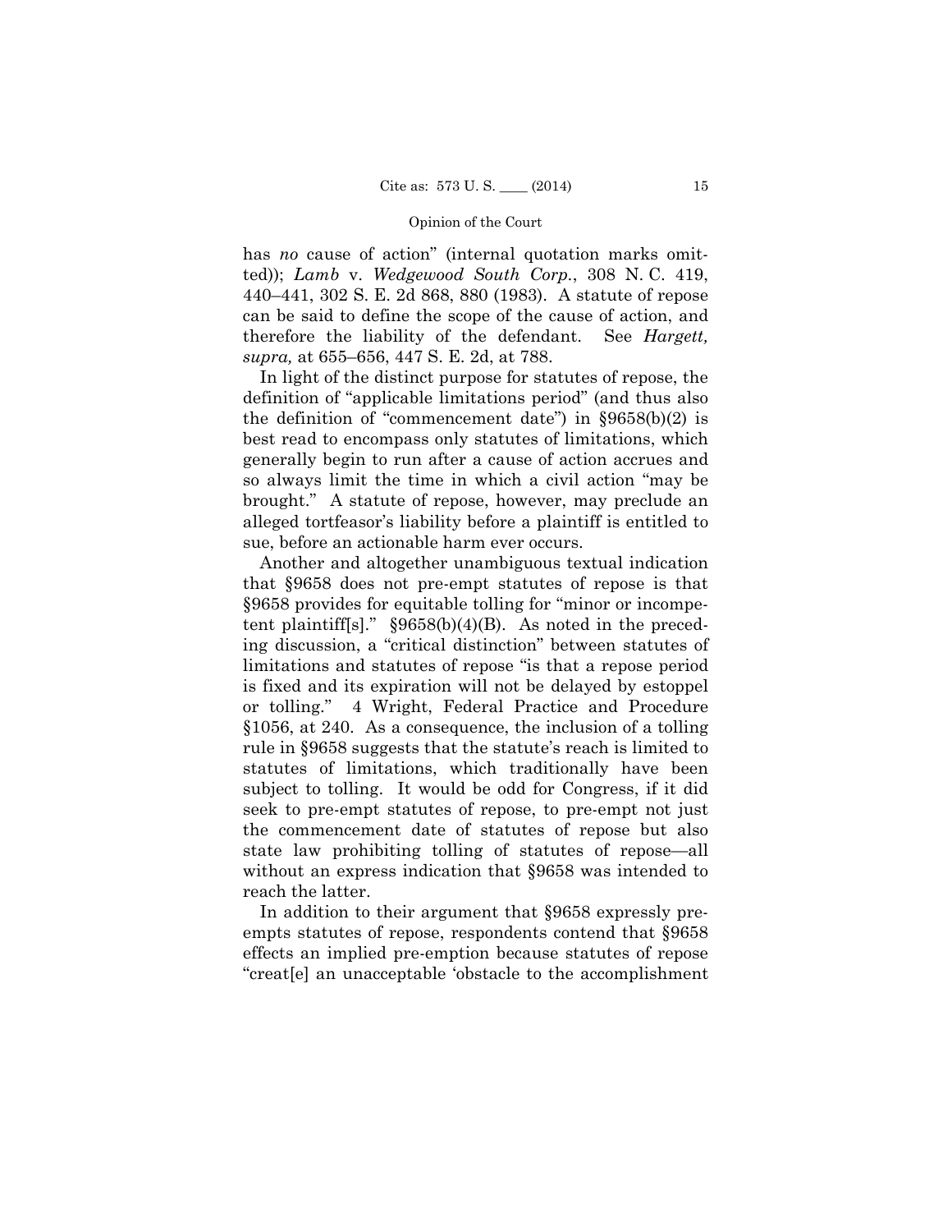has *no* cause of action" (internal quotation marks omitted)); *Lamb* v. *Wedgewood South Corp.*, 308 N. C. 419, 440–441, 302 S. E. 2d 868, 880 (1983). A statute of repose can be said to define the scope of the cause of action, and therefore the liability of the defendant. See *Hargett, supra,* at 655–656, 447 S. E. 2d, at 788.

In light of the distinct purpose for statutes of repose, the definition of "applicable limitations period" (and thus also the definition of "commencement date") in §9658(b)(2) is best read to encompass only statutes of limitations, which generally begin to run after a cause of action accrues and so always limit the time in which a civil action "may be brought." A statute of repose, however, may preclude an alleged tortfeasor's liability before a plaintiff is entitled to sue, before an actionable harm ever occurs.

Another and altogether unambiguous textual indication that §9658 does not pre-empt statutes of repose is that §9658 provides for equitable tolling for "minor or incompetent plaintiff[s]." §9658(b)(4)(B). As noted in the preceding discussion, a "critical distinction" between statutes of limitations and statutes of repose "is that a repose period is fixed and its expiration will not be delayed by estoppel or tolling." 4 Wright, Federal Practice and Procedure §1056, at 240. As a consequence, the inclusion of a tolling rule in §9658 suggests that the statute's reach is limited to statutes of limitations, which traditionally have been subject to tolling. It would be odd for Congress, if it did seek to pre-empt statutes of repose, to pre-empt not just the commencement date of statutes of repose but also state law prohibiting tolling of statutes of repose—all without an express indication that §9658 was intended to reach the latter.

In addition to their argument that §9658 expressly pre-empts statutes of repose, respondents contend that §9658 effects an implied pre-emption because statutes of repose "creat[e] an unacceptable 'obstacle to the accomplishment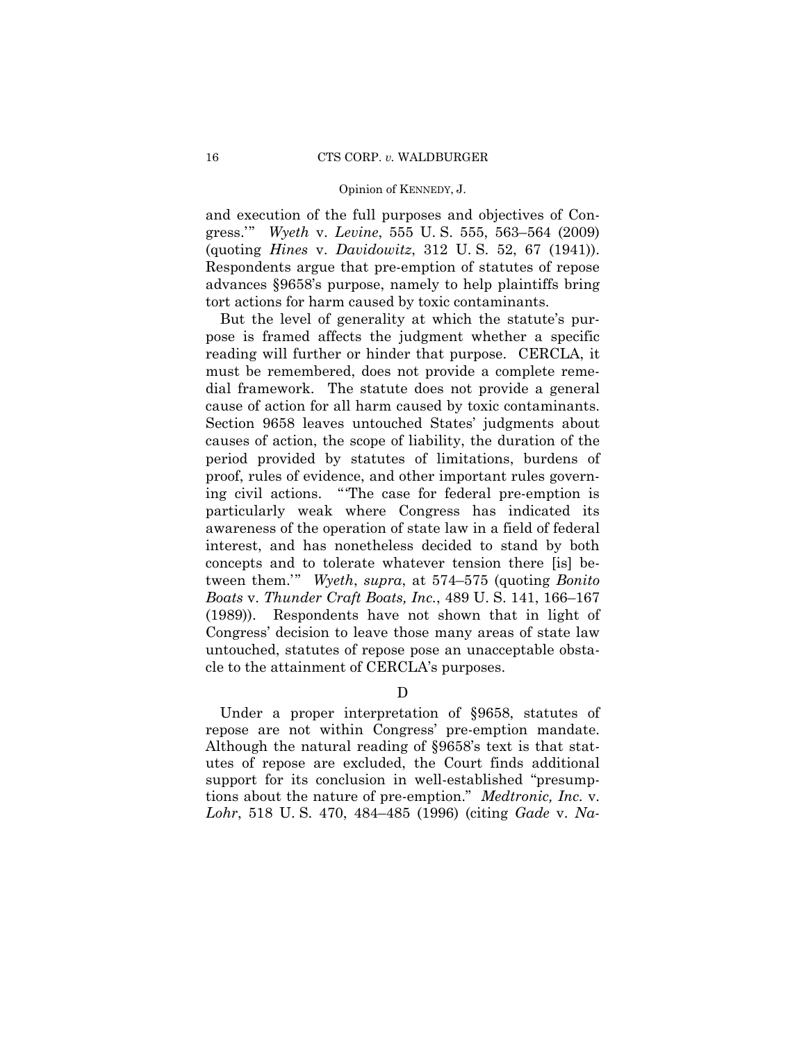and execution of the full purposes and objectives of Congress.'" *Wyeth* v. *Levine*, 555 U. S. 555, 563–564 (2009) (quoting *Hines* v. *Davidowitz*, 312 U. S. 52, 67 (1941)). Respondents argue that pre-emption of statutes of repose advances §9658's purpose, namely to help plaintiffs bring tort actions for harm caused by toxic contaminants.

But the level of generality at which the statute's purpose is framed affects the judgment whether a specific reading will further or hinder that purpose. CERCLA, it must be remembered, does not provide a complete remedial framework. The statute does not provide a general cause of action for all harm caused by toxic contaminants. Section 9658 leaves untouched States' judgments about causes of action, the scope of liability, the duration of the period provided by statutes of limitations, burdens of proof, rules of evidence, and other important rules governing civil actions. "'The case for federal pre-emption is particularly weak where Congress has indicated its awareness of the operation of state law in a field of federal interest, and has nonetheless decided to stand by both concepts and to tolerate whatever tension there [is] between them.'" *Wyeth*, *supra*, at 574–575 (quoting *Bonito Boats* v. *Thunder Craft Boats, Inc.*, 489 U. S. 141, 166–167 (1989)). Respondents have not shown that in light of Congress' decision to leave those many areas of state law untouched, statutes of repose pose an unacceptable obstacle to the attainment of CERCLA's purposes.

D

Under a proper interpretation of §9658, statutes of repose are not within Congress' pre-emption mandate. Although the natural reading of §9658's text is that statutes of repose are excluded, the Court finds additional support for its conclusion in well-established "presumptions about the nature of pre-emption." *Medtronic, Inc.* v. *Lohr*, 518 U. S. 470, 484–485 (1996) (citing *Gade* v. *Na-*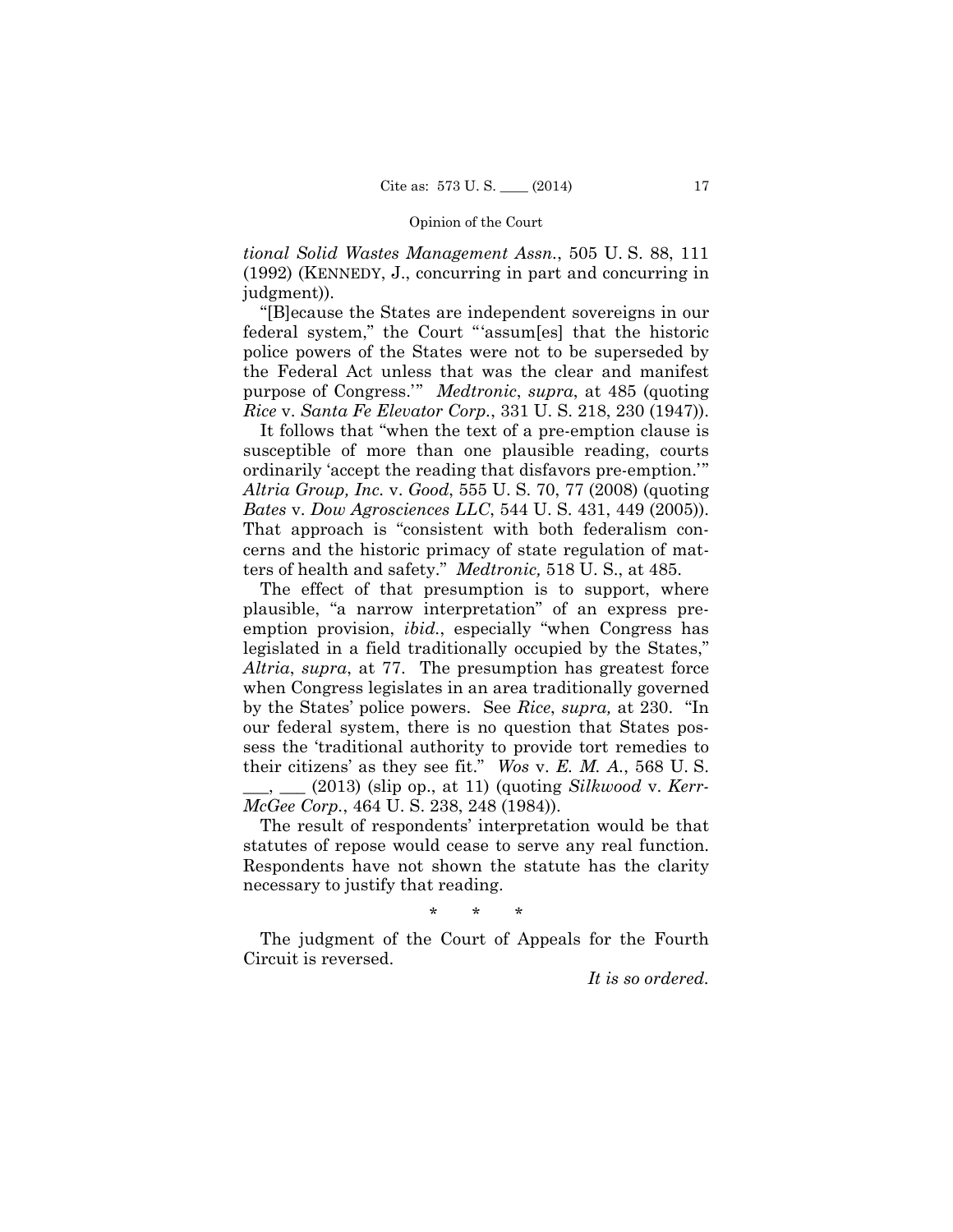*tional Solid Wastes Management Assn.*, 505 U. S. 88, 111 (1992) (KENNEDY, J., concurring in part and concurring in judgment)).

"[B]ecause the States are independent sovereigns in our federal system," the Court "'assum[es] that the historic police powers of the States were not to be superseded by the Federal Act unless that was the clear and manifest purpose of Congress.'" *Medtronic*, *supra*, at 485 (quoting *Rice* v. *Santa Fe Elevator Corp.*, 331 U. S. 218, 230 (1947)).

It follows that "when the text of a pre-emption clause is susceptible of more than one plausible reading, courts ordinarily 'accept the reading that disfavors pre-emption.'" *Altria Group, Inc.* v. *Good*, 555 U. S. 70, 77 (2008) (quoting *Bates* v. *Dow Agrosciences LLC*, 544 U. S. 431, 449 (2005)). That approach is "consistent with both federalism concerns and the historic primacy of state regulation of matters of health and safety." *Medtronic,* 518 U. S., at 485.

The effect of that presumption is to support, where plausible, "a narrow interpretation" of an express pre-emption provision, *ibid.*, especially "when Congress has legislated in a field traditionally occupied by the States," *Altria*, *supra*, at 77. The presumption has greatest force when Congress legislates in an area traditionally governed by the States' police powers. See *Rice*, *supra,* at 230. "In our federal system, there is no question that States possess the 'traditional authority to provide tort remedies to their citizens' as they see fit." *Wos* v. *E. M. A.*, 568 U. S. \_\_\_, \_\_\_ (2013) (slip op., at 11) (quoting *Silkwood* v. *Kerr-McGee Corp.*, 464 U. S. 238, 248 (1984)).

The result of respondents' interpretation would be that statutes of repose would cease to serve any real function. Respondents have not shown the statute has the clarity necessary to justify that reading.

\* \* \*

The judgment of the Court of Appeals for the Fourth Circuit is reversed.

*It is so ordered.*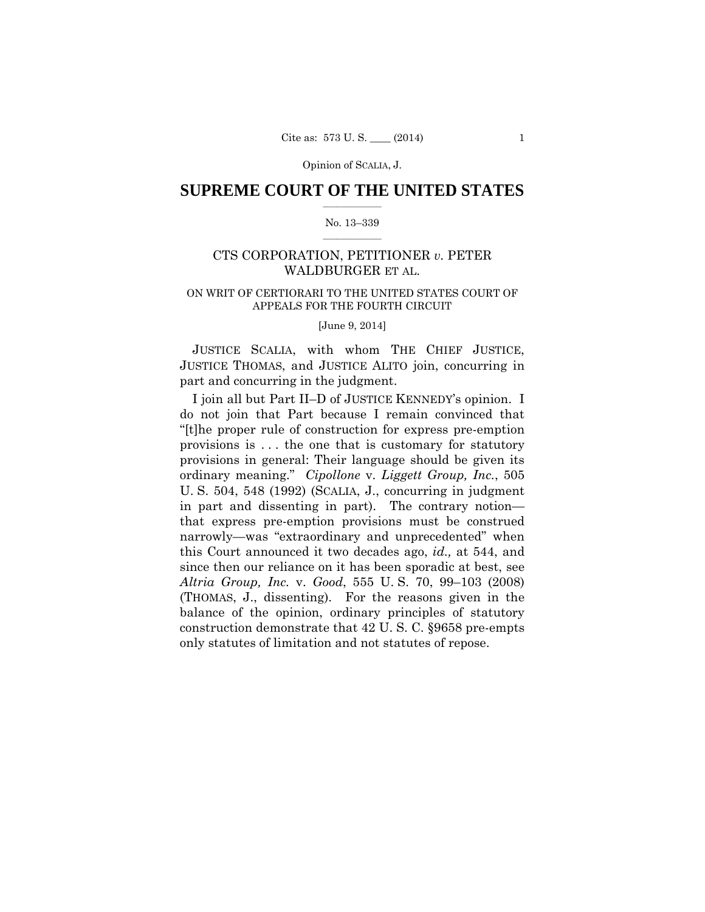# SUPREME COURT OF THE UNITED STATES

No. 13–339

CTS CORPORATION, PETITIONER *v.* PETER WALDBURGER ET AL.

ON WRIT OF CERTIORARI TO THE UNITED STATES COURT OF APPEALS FOR THE FOURTH CIRCUIT

[June 9, 2014]

JUSTICE SCALIA, with whom THE CHIEF JUSTICE, JUSTICE THOMAS, and JUSTICE ALITO join, concurring in part and concurring in the judgment.

I join all but Part II–D of JUSTICE KENNEDY's opinion. I do not join that Part because I remain convinced that "[t]he proper rule of construction for express pre-emption provisions is . . . the one that is customary for statutory provisions in general: Their language should be given its ordinary meaning." *Cipollone* v. *Liggett Group, Inc.*, 505 U. S. 504, 548 (1992) (SCALIA, J., concurring in judgment in part and dissenting in part). The contrary notion—that express pre-emption provisions must be construed narrowly—was "extraordinary and unprecedented" when this Court announced it two decades ago, *id.,* at 544, and since then our reliance on it has been sporadic at best, see *Altria Group, Inc.* v. *Good*, 555 U. S. 70, 99–103 (2008) (THOMAS, J., dissenting). For the reasons given in the balance of the opinion, ordinary principles of statutory construction demonstrate that 42 U. S. C. §9658 pre-empts only statutes of limitation and not statutes of repose.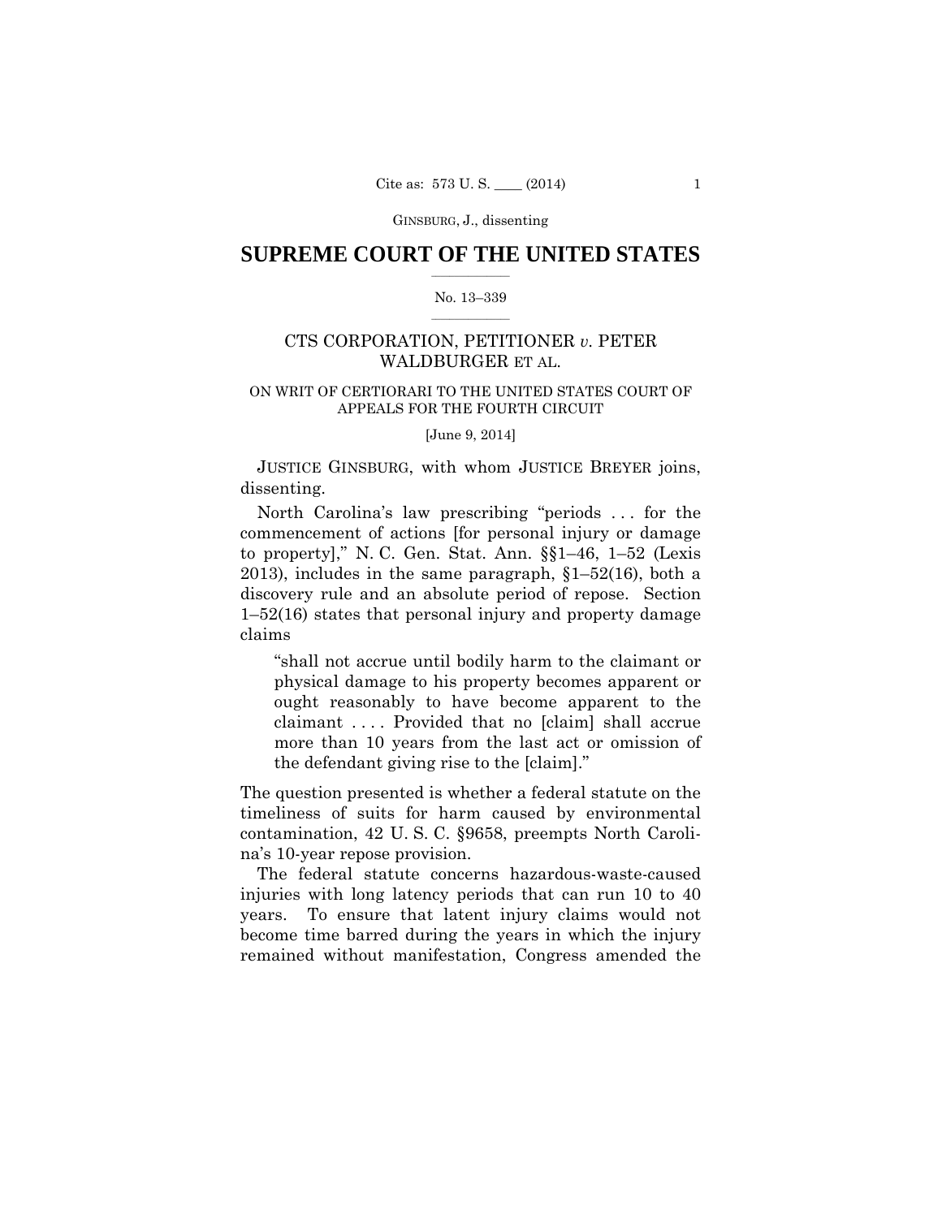GINSBURG, J., dissenting

# SUPREME COURT OF THE UNITED STATES

No. 13–339

CTS CORPORATION, PETITIONER *v.* PETER WALDBURGER ET AL.

ON WRIT OF CERTIORARI TO THE UNITED STATES COURT OF APPEALS FOR THE FOURTH CIRCUIT

[June 9, 2014]

JUSTICE GINSBURG, with whom JUSTICE BREYER joins, dissenting.

North Carolina's law prescribing "periods . . . for the commencement of actions [for personal injury or damage to property]," N. C. Gen. Stat. Ann. §§1–46, 1–52 (Lexis 2013), includes in the same paragraph, §1–52(16), both a discovery rule and an absolute period of repose. Section 1–52(16) states that personal injury and property damage claims

> "shall not accrue until bodily harm to the claimant or physical damage to his property becomes apparent or ought reasonably to have become apparent to the claimant . . . . Provided that no [claim] shall accrue more than 10 years from the last act or omission of the defendant giving rise to the [claim]."

The question presented is whether a federal statute on the timeliness of suits for harm caused by environmental contamination, 42 U. S. C. §9658, preempts North Carolina's 10-year repose provision.

The federal statute concerns hazardous-waste-caused injuries with long latency periods that can run 10 to 40 years. To ensure that latent injury claims would not become time barred during the years in which the injury remained without manifestation, Congress amended the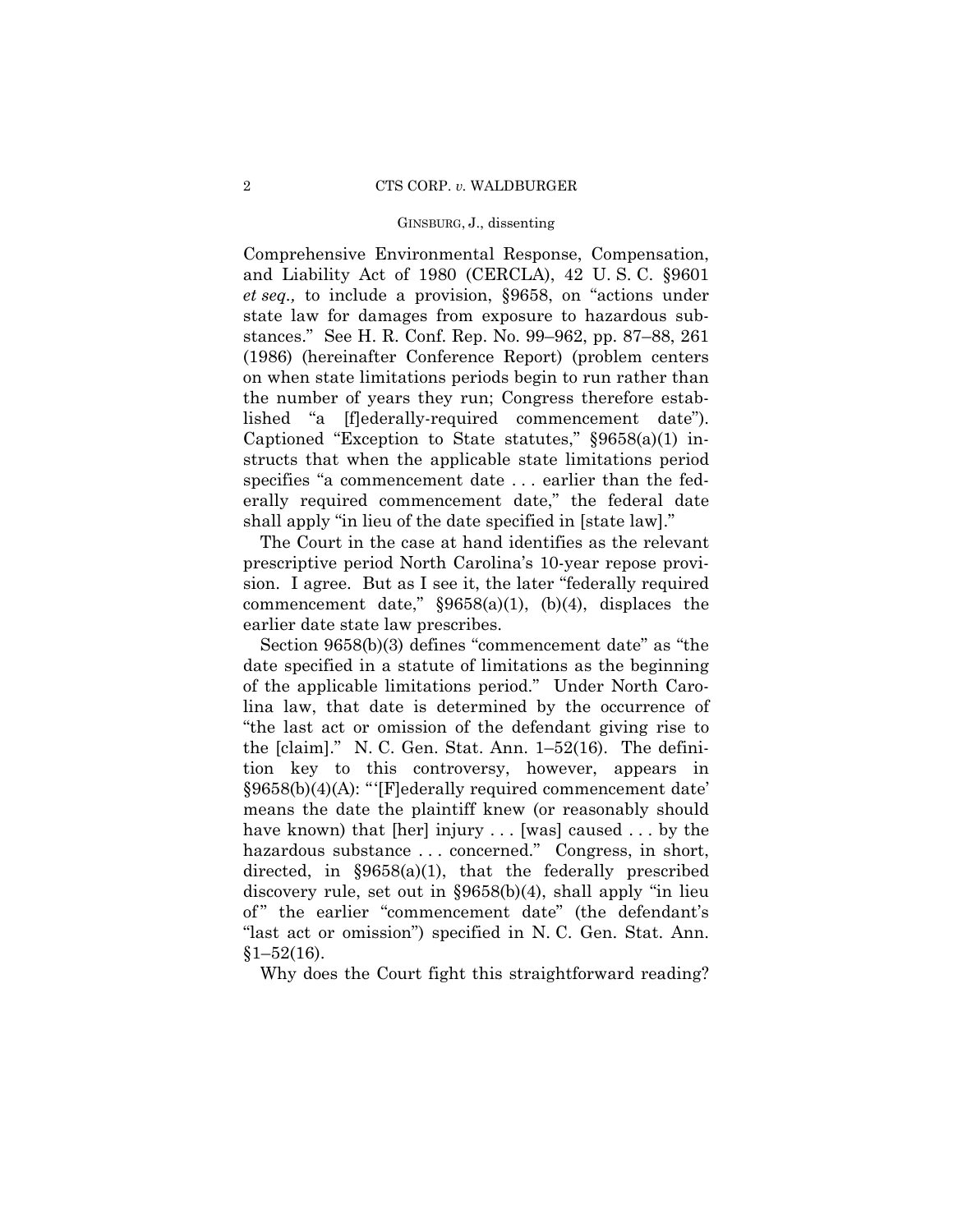Comprehensive Environmental Response, Compensation, and Liability Act of 1980 (CERCLA), 42 U. S. C. §9601 *et seq.,* to include a provision, §9658, on "actions under state law for damages from exposure to hazardous substances." See H. R. Conf. Rep. No. 99–962, pp. 87–88, 261 (1986) (hereinafter Conference Report) (problem centers on when state limitations periods begin to run rather than the number of years they run; Congress therefore established "a [f]ederally-required commencement date"). Captioned "Exception to State statutes," §9658(a)(1) instructs that when the applicable state limitations period specifies "a commencement date . . . earlier than the federally required commencement date," the federal date shall apply "in lieu of the date specified in [state law]."

The Court in the case at hand identifies as the relevant prescriptive period North Carolina's 10-year repose provision. I agree. But as I see it, the later "federally required commencement date," §9658(a)(1), (b)(4), displaces the earlier date state law prescribes.

Section 9658(b)(3) defines "commencement date" as "the date specified in a statute of limitations as the beginning of the applicable limitations period." Under North Carolina law, that date is determined by the occurrence of "the last act or omission of the defendant giving rise to the [claim]." N. C. Gen. Stat. Ann. 1–52(16). The definition key to this controversy, however, appears in §9658(b)(4)(A): "'[F]ederally required commencement date' means the date the plaintiff knew (or reasonably should have known) that [her] injury . . . [was] caused . . . by the hazardous substance . . . concerned." Congress, in short, directed, in §9658(a)(1), that the federally prescribed discovery rule, set out in §9658(b)(4), shall apply "in lieu of" the earlier "commencement date" (the defendant's "last act or omission") specified in N. C. Gen. Stat. Ann. §1–52(16).

Why does the Court fight this straightforward reading?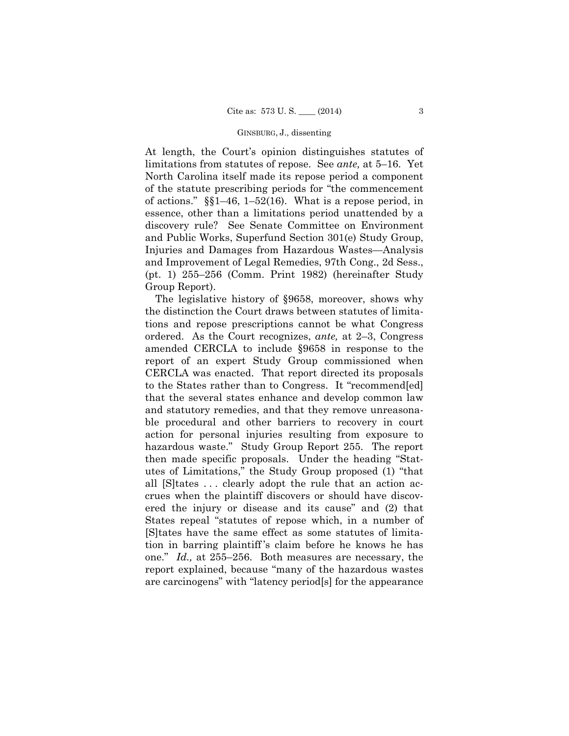At length, the Court's opinion distinguishes statutes of limitations from statutes of repose. See *ante,* at 5–16. Yet North Carolina itself made its repose period a component of the statute prescribing periods for "the commencement of actions." §§1–46, 1–52(16). What is a repose period, in essence, other than a limitations period unattended by a discovery rule? See Senate Committee on Environment and Public Works, Superfund Section 301(e) Study Group, Injuries and Damages from Hazardous Wastes—Analysis and Improvement of Legal Remedies, 97th Cong., 2d Sess., (pt. 1) 255–256 (Comm. Print 1982) (hereinafter Study Group Report).

The legislative history of §9658, moreover, shows why the distinction the Court draws between statutes of limitations and repose prescriptions cannot be what Congress ordered. As the Court recognizes, *ante,* at 2–3, Congress amended CERCLA to include §9658 in response to the report of an expert Study Group commissioned when CERCLA was enacted. That report directed its proposals to the States rather than to Congress. It "recommend[ed] that the several states enhance and develop common law and statutory remedies, and that they remove unreasonable procedural and other barriers to recovery in court action for personal injuries resulting from exposure to hazardous waste." Study Group Report 255. The report then made specific proposals. Under the heading "Statutes of Limitations," the Study Group proposed (1) "that all [S]tates . . . clearly adopt the rule that an action accrues when the plaintiff discovers or should have discovered the injury or disease and its cause" and (2) that States repeal "statutes of repose which, in a number of [S]tates have the same effect as some statutes of limitation in barring plaintiff's claim before he knows he has one." *Id.,* at 255–256. Both measures are necessary, the report explained, because "many of the hazardous wastes are carcinogens" with "latency period[s] for the appearance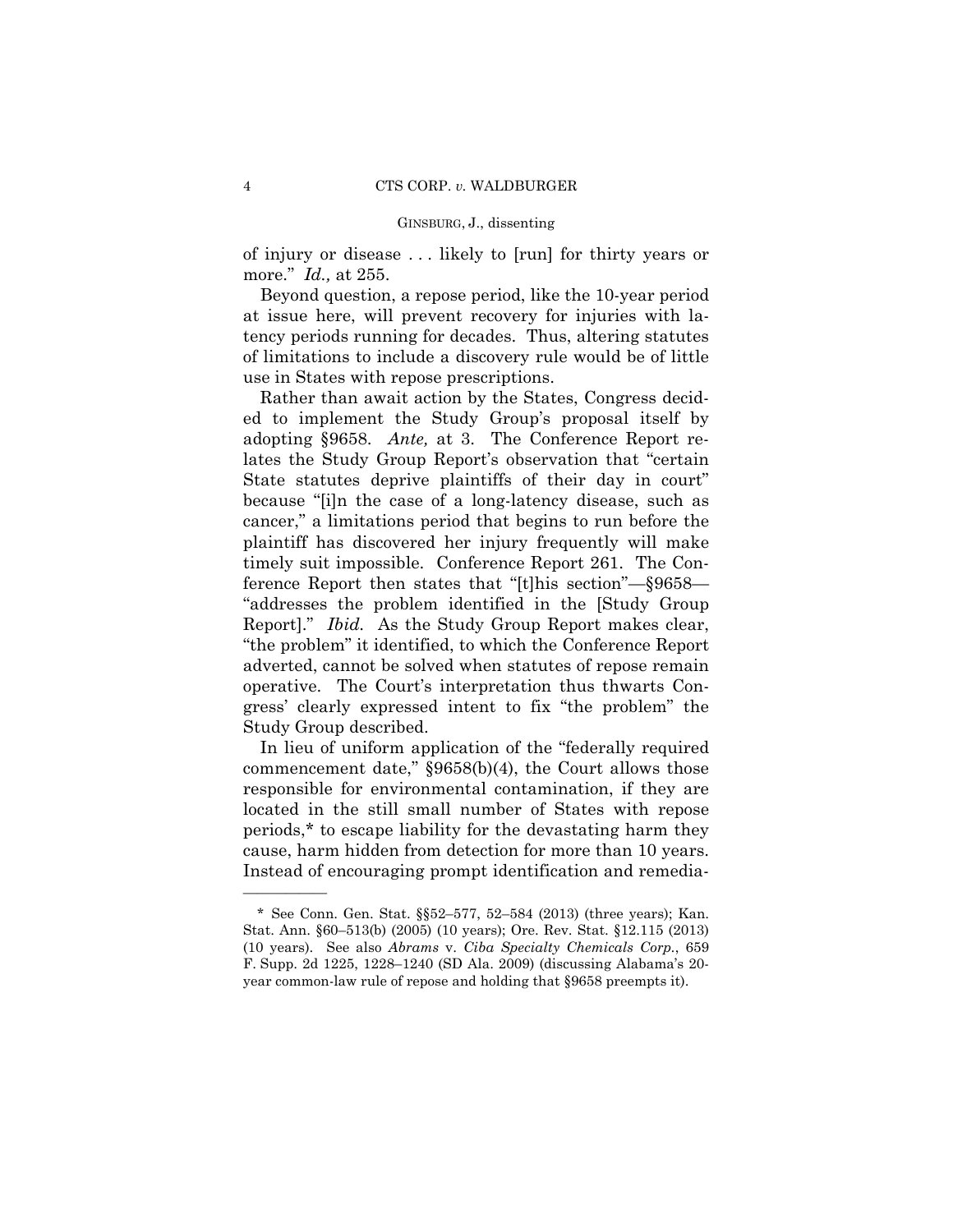of injury or disease . . . likely to [run] for thirty years or more." *Id.,* at 255.

Beyond question, a repose period, like the 10-year period at issue here, will prevent recovery for injuries with latency periods running for decades. Thus, altering statutes of limitations to include a discovery rule would be of little use in States with repose prescriptions.

Rather than await action by the States, Congress decided to implement the Study Group's proposal itself by adopting §9658. *Ante,* at 3. The Conference Report relates the Study Group Report's observation that "certain State statutes deprive plaintiffs of their day in court" because "[i]n the case of a long-latency disease, such as cancer," a limitations period that begins to run before the plaintiff has discovered her injury frequently will make timely suit impossible. Conference Report 261. The Conference Report then states that "[t]his section"—§9658—"addresses the problem identified in the [Study Group Report]." *Ibid.* As the Study Group Report makes clear, "the problem" it identified, to which the Conference Report adverted, cannot be solved when statutes of repose remain operative. The Court's interpretation thus thwarts Congress' clearly expressed intent to fix "the problem" the Study Group described.

In lieu of uniform application of the "federally required commencement date," §9658(b)(4), the Court allows those responsible for environmental contamination, if they are located in the still small number of States with repose periods,* to escape liability for the devastating harm they cause, harm hidden from detection for more than 10 years. Instead of encouraging prompt identification and remedia-

---

\* See Conn. Gen. Stat. §§52–577, 52–584 (2013) (three years); Kan. Stat. Ann. §60–513(b) (2005) (10 years); Ore. Rev. Stat. §12.115 (2013) (10 years). See also *Abrams* v. *Ciba Specialty Chemicals Corp.*, 659 F. Supp. 2d 1225, 1228–1240 (SD Ala. 2009) (discussing Alabama's 20-year common-law rule of repose and holding that §9658 preempts it).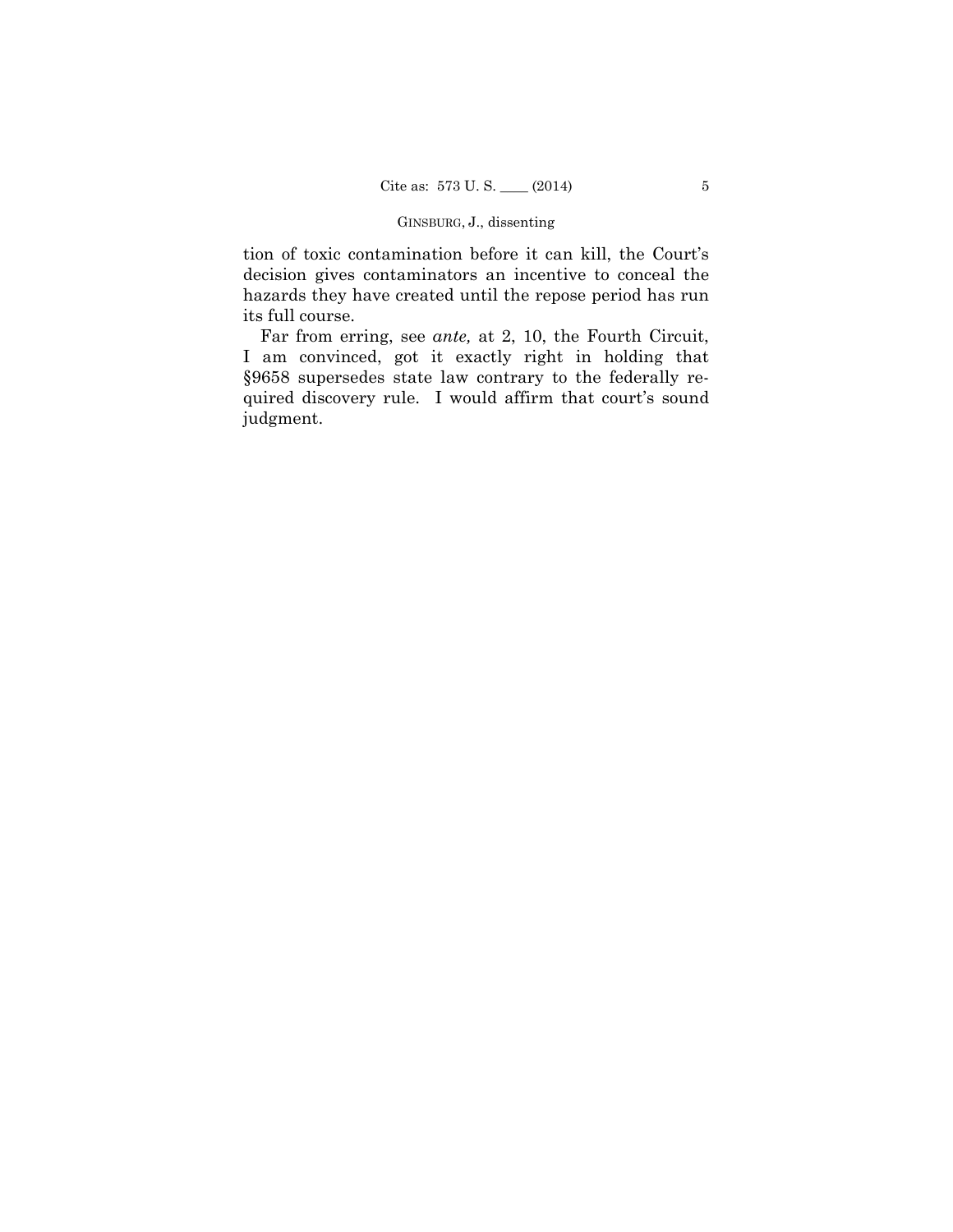tion of toxic contamination before it can kill, the Court's decision gives contaminators an incentive to conceal the hazards they have created until the repose period has run its full course.

Far from erring, see *ante,* at 2, 10, the Fourth Circuit, I am convinced, got it exactly right in holding that §9658 supersedes state law contrary to the federally required discovery rule. I would affirm that court's sound judgment.